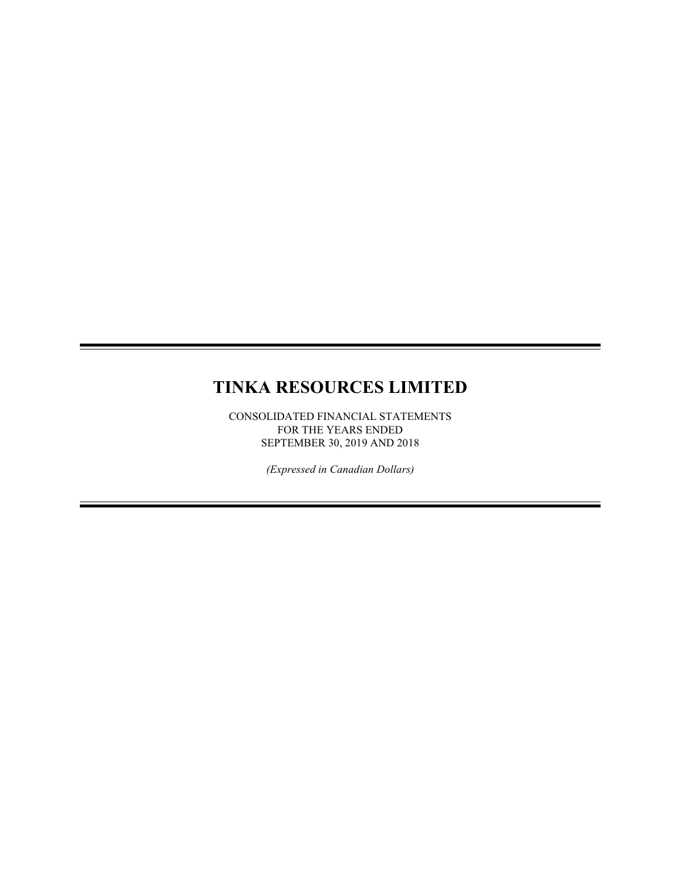# TINKA RESOURCES LIMITED

CONSOLIDATED FINANCIAL STATEMENTS
FOR THE YEARS ENDED
SEPTEMBER 30, 2019 AND 2018

*(Expressed in Canadian Dollars)*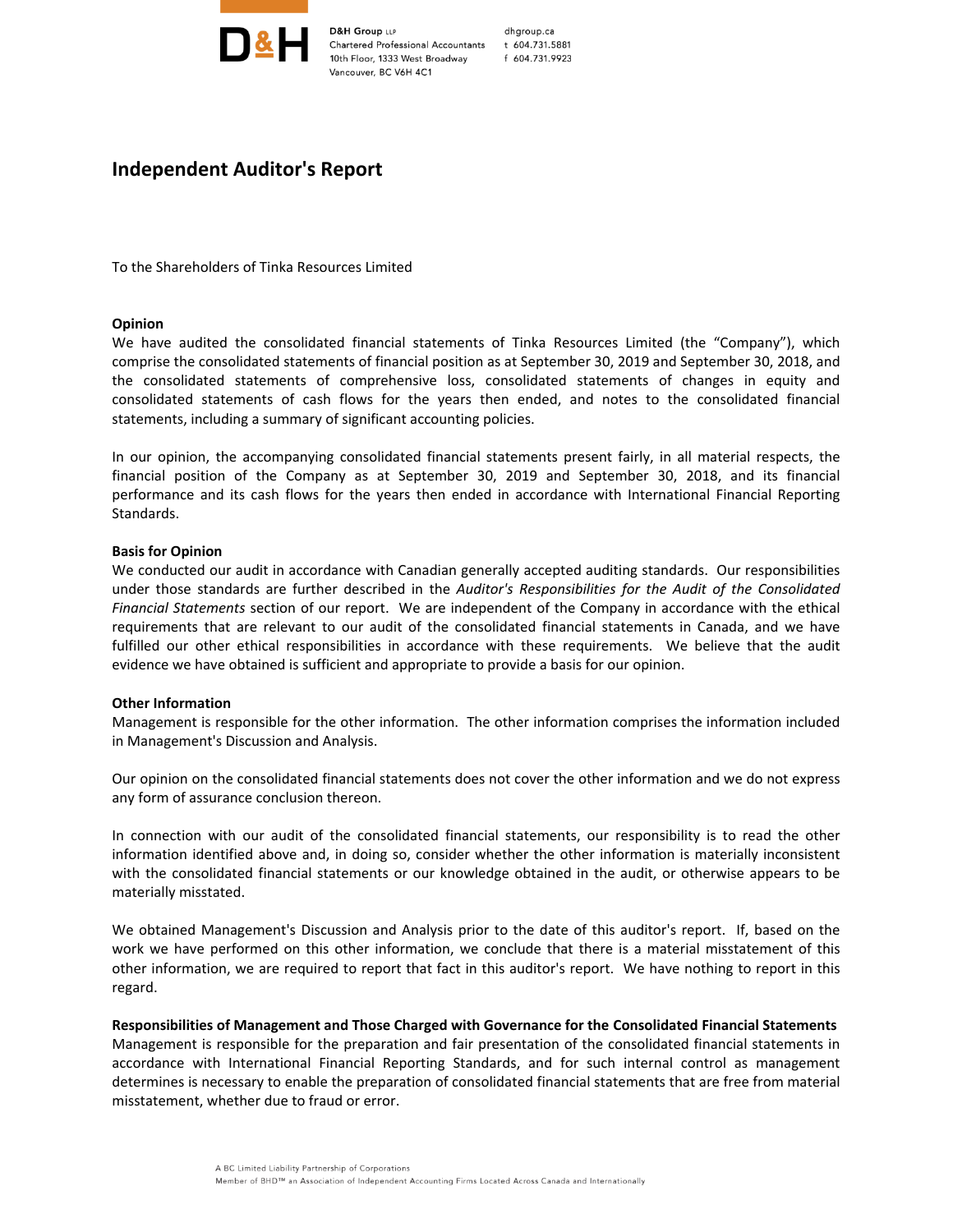D&H Group LLP
Chartered Professional Accountants
10th Floor, 1333 West Broadway
Vancouver, BC V6H 4C1

dhgroup.ca
t 604.731.5881
f 604.731.9923

# Independent Auditor's Report

To the Shareholders of Tinka Resources Limited

**Opinion**

We have audited the consolidated financial statements of Tinka Resources Limited (the "Company"), which comprise the consolidated statements of financial position as at September 30, 2019 and September 30, 2018, and the consolidated statements of comprehensive loss, consolidated statements of changes in equity and consolidated statements of cash flows for the years then ended, and notes to the consolidated financial statements, including a summary of significant accounting policies.

In our opinion, the accompanying consolidated financial statements present fairly, in all material respects, the financial position of the Company as at September 30, 2019 and September 30, 2018, and its financial performance and its cash flows for the years then ended in accordance with International Financial Reporting Standards.

**Basis for Opinion**

We conducted our audit in accordance with Canadian generally accepted auditing standards. Our responsibilities under those standards are further described in the *Auditor's Responsibilities for the Audit of the Consolidated Financial Statements* section of our report. We are independent of the Company in accordance with the ethical requirements that are relevant to our audit of the consolidated financial statements in Canada, and we have fulfilled our other ethical responsibilities in accordance with these requirements. We believe that the audit evidence we have obtained is sufficient and appropriate to provide a basis for our opinion.

**Other Information**

Management is responsible for the other information. The other information comprises the information included in Management's Discussion and Analysis.

Our opinion on the consolidated financial statements does not cover the other information and we do not express any form of assurance conclusion thereon.

In connection with our audit of the consolidated financial statements, our responsibility is to read the other information identified above and, in doing so, consider whether the other information is materially inconsistent with the consolidated financial statements or our knowledge obtained in the audit, or otherwise appears to be materially misstated.

We obtained Management's Discussion and Analysis prior to the date of this auditor's report. If, based on the work we have performed on this other information, we conclude that there is a material misstatement of this other information, we are required to report that fact in this auditor's report. We have nothing to report in this regard.

**Responsibilities of Management and Those Charged with Governance for the Consolidated Financial Statements**

Management is responsible for the preparation and fair presentation of the consolidated financial statements in accordance with International Financial Reporting Standards, and for such internal control as management determines is necessary to enable the preparation of consolidated financial statements that are free from material misstatement, whether due to fraud or error.

A BC Limited Liability Partnership of Corporations
Member of BHD™ an Association of Independent Accounting Firms Located Across Canada and Internationally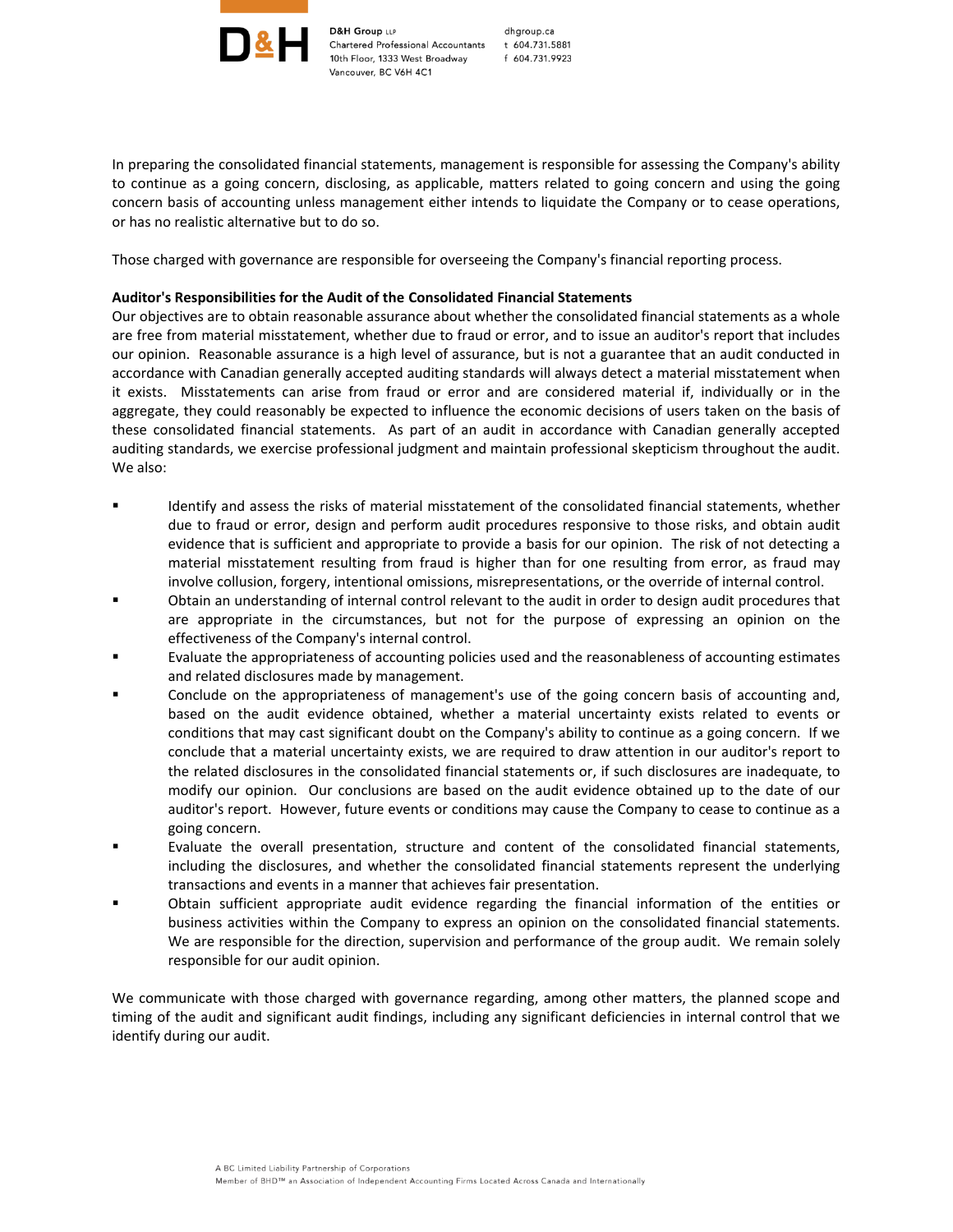In preparing the consolidated financial statements, management is responsible for assessing the Company's ability to continue as a going concern, disclosing, as applicable, matters related to going concern and using the going concern basis of accounting unless management either intends to liquidate the Company or to cease operations, or has no realistic alternative but to do so.

Those charged with governance are responsible for overseeing the Company's financial reporting process.

**Auditor's Responsibilities for the Audit of the Consolidated Financial Statements**

Our objectives are to obtain reasonable assurance about whether the consolidated financial statements as a whole are free from material misstatement, whether due to fraud or error, and to issue an auditor's report that includes our opinion. Reasonable assurance is a high level of assurance, but is not a guarantee that an audit conducted in accordance with Canadian generally accepted auditing standards will always detect a material misstatement when it exists. Misstatements can arise from fraud or error and are considered material if, individually or in the aggregate, they could reasonably be expected to influence the economic decisions of users taken on the basis of these consolidated financial statements. As part of an audit in accordance with Canadian generally accepted auditing standards, we exercise professional judgment and maintain professional skepticism throughout the audit. We also:

- Identify and assess the risks of material misstatement of the consolidated financial statements, whether due to fraud or error, design and perform audit procedures responsive to those risks, and obtain audit evidence that is sufficient and appropriate to provide a basis for our opinion. The risk of not detecting a material misstatement resulting from fraud is higher than for one resulting from error, as fraud may involve collusion, forgery, intentional omissions, misrepresentations, or the override of internal control.
- Obtain an understanding of internal control relevant to the audit in order to design audit procedures that are appropriate in the circumstances, but not for the purpose of expressing an opinion on the effectiveness of the Company's internal control.
- Evaluate the appropriateness of accounting policies used and the reasonableness of accounting estimates and related disclosures made by management.
- Conclude on the appropriateness of management's use of the going concern basis of accounting and, based on the audit evidence obtained, whether a material uncertainty exists related to events or conditions that may cast significant doubt on the Company's ability to continue as a going concern. If we conclude that a material uncertainty exists, we are required to draw attention in our auditor's report to the related disclosures in the consolidated financial statements or, if such disclosures are inadequate, to modify our opinion. Our conclusions are based on the audit evidence obtained up to the date of our auditor's report. However, future events or conditions may cause the Company to cease to continue as a going concern.
- Evaluate the overall presentation, structure and content of the consolidated financial statements, including the disclosures, and whether the consolidated financial statements represent the underlying transactions and events in a manner that achieves fair presentation.
- Obtain sufficient appropriate audit evidence regarding the financial information of the entities or business activities within the Company to express an opinion on the consolidated financial statements. We are responsible for the direction, supervision and performance of the group audit. We remain solely responsible for our audit opinion.

We communicate with those charged with governance regarding, among other matters, the planned scope and timing of the audit and significant audit findings, including any significant deficiencies in internal control that we identify during our audit.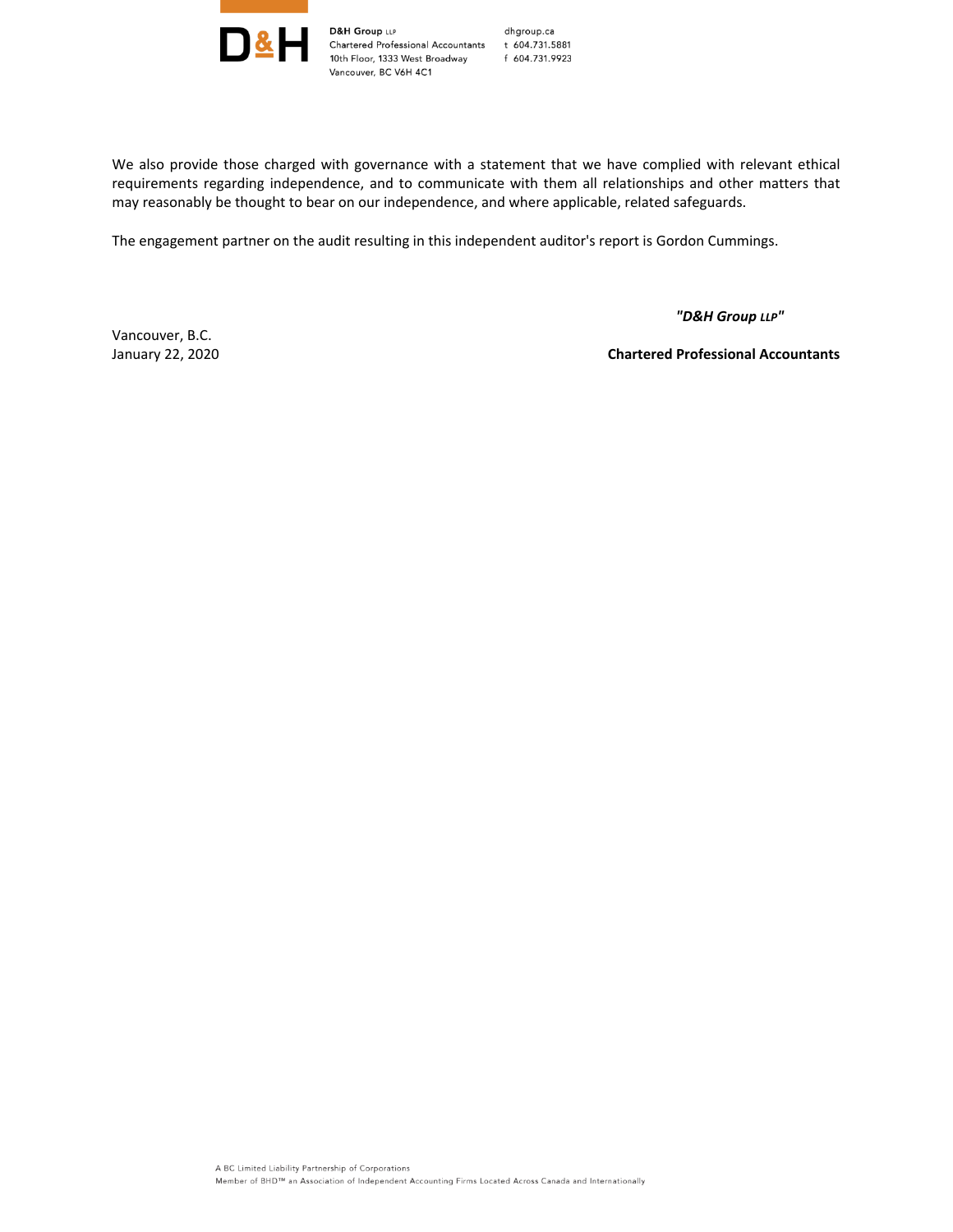We also provide those charged with governance with a statement that we have complied with relevant ethical requirements regarding independence, and to communicate with them all relationships and other matters that may reasonably be thought to bear on our independence, and where applicable, related safeguards.

The engagement partner on the audit resulting in this independent auditor's report is Gordon Cummings.

*"D&H Group LLP"*

Vancouver, B.C.
January 22, 2020

**Chartered Professional Accountants**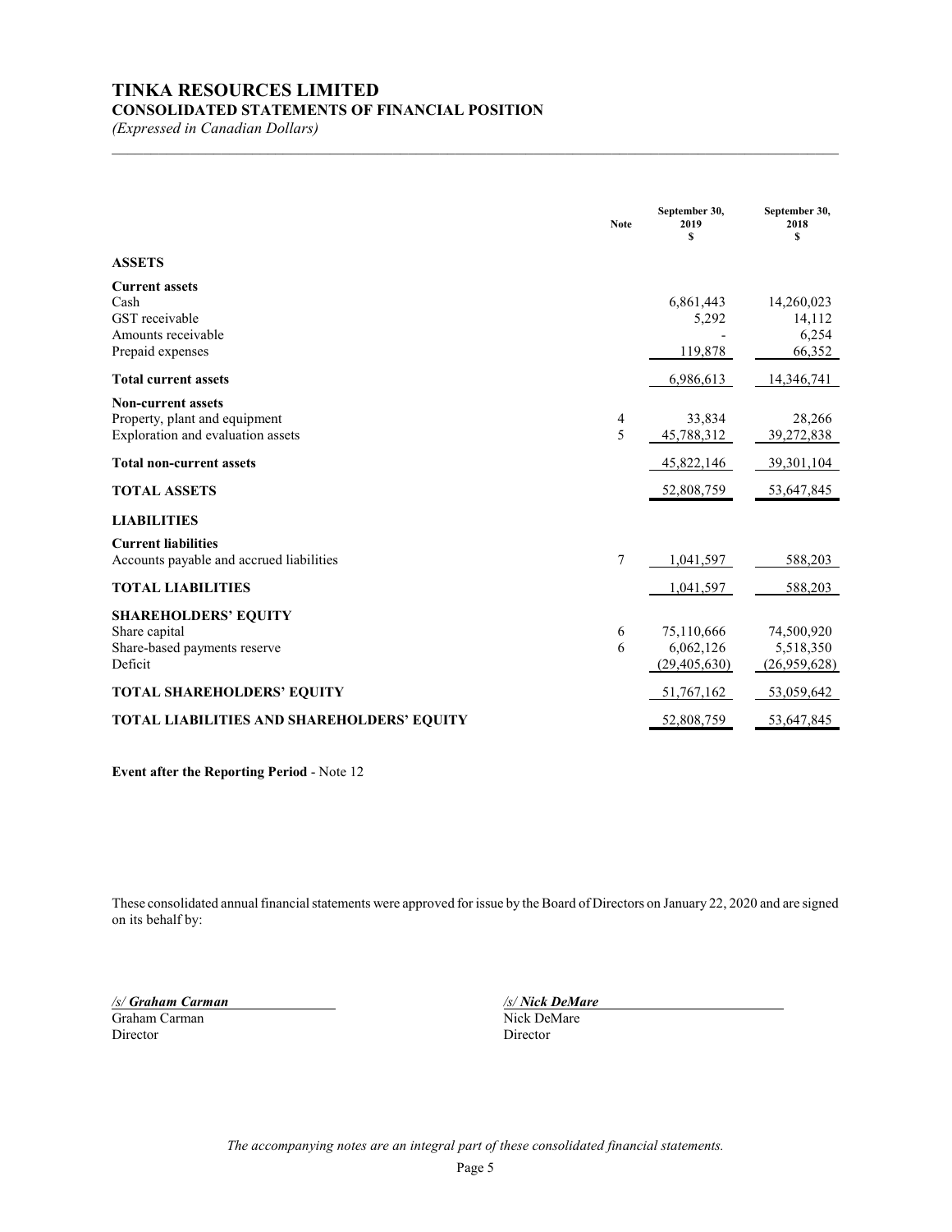# TINKA RESOURCES LIMITED

## CONSOLIDATED STATEMENTS OF FINANCIAL POSITION

*(Expressed in Canadian Dollars)*

| | Note | September 30, 2019 $ | September 30, 2018 $ |
|---|---|---|---|
| **ASSETS** | | | |
| **Current assets** | | | |
| Cash | | 6,861,443 | 14,260,023 |
| GST receivable | | 5,292 | 14,112 |
| Amounts receivable | | - | 6,254 |
| Prepaid expenses | | 119,878 | 66,352 |
| **Total current assets** | | 6,986,613 | 14,346,741 |
| **Non-current assets** | | | |
| Property, plant and equipment | 4 | 33,834 | 28,266 |
| Exploration and evaluation assets | 5 | 45,788,312 | 39,272,838 |
| **Total non-current assets** | | 45,822,146 | 39,301,104 |
| **TOTAL ASSETS** | | 52,808,759 | 53,647,845 |
| **LIABILITIES** | | | |
| **Current liabilities** | | | |
| Accounts payable and accrued liabilities | 7 | 1,041,597 | 588,203 |
| **TOTAL LIABILITIES** | | 1,041,597 | 588,203 |
| **SHAREHOLDERS' EQUITY** | | | |
| Share capital | 6 | 75,110,666 | 74,500,920 |
| Share-based payments reserve | 6 | 6,062,126 | 5,518,350 |
| Deficit | | (29,405,630) | (26,959,628) |
| **TOTAL SHAREHOLDERS' EQUITY** | | 51,767,162 | 53,059,642 |
| **TOTAL LIABILITIES AND SHAREHOLDERS' EQUITY** | | 52,808,759 | 53,647,845 |

**Event after the Reporting Period** - Note 12

These consolidated annual financial statements were approved for issue by the Board of Directors on January 22, 2020 and are signed on its behalf by:

*/s/ Graham Carman*
Graham Carman
Director

*/s/ Nick DeMare*
Nick DeMare
Director

*The accompanying notes are an integral part of these consolidated financial statements.*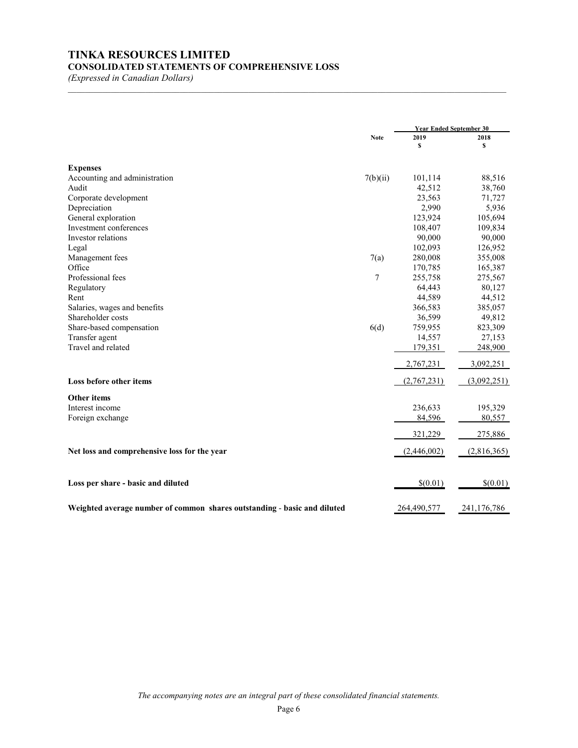# TINKA RESOURCES LIMITED

## CONSOLIDATED STATEMENTS OF COMPREHENSIVE LOSS

*(Expressed in Canadian Dollars)*

| | Note | Year Ended September 30 | |
|---|---|---|---|
| | | 2019 | 2018 |
| | | $ | $ |
| **Expenses** | | | |
| Accounting and administration | 7(b)(ii) | 101,114 | 88,516 |
| Audit | | 42,512 | 38,760 |
| Corporate development | | 23,563 | 71,727 |
| Depreciation | | 2,990 | 5,936 |
| General exploration | | 123,924 | 105,694 |
| Investment conferences | | 108,407 | 109,834 |
| Investor relations | | 90,000 | 90,000 |
| Legal | | 102,093 | 126,952 |
| Management fees | 7(a) | 280,008 | 355,008 |
| Office | | 170,785 | 165,387 |
| Professional fees | 7 | 255,758 | 275,567 |
| Regulatory | | 64,443 | 80,127 |
| Rent | | 44,589 | 44,512 |
| Salaries, wages and benefits | | 366,583 | 385,057 |
| Shareholder costs | | 36,599 | 49,812 |
| Share-based compensation | 6(d) | 759,955 | 823,309 |
| Transfer agent | | 14,557 | 27,153 |
| Travel and related | | 179,351 | 248,900 |
| | | 2,767,231 | 3,092,251 |
| **Loss before other items** | | (2,767,231) | (3,092,251) |
| **Other items** | | | |
| Interest income | | 236,633 | 195,329 |
| Foreign exchange | | 84,596 | 80,557 |
| | | 321,229 | 275,886 |
| **Net loss and comprehensive loss for the year** | | (2,446,002) | (2,816,365) |
| **Loss per share - basic and diluted** | | $(0.01) | $(0.01) |
| **Weighted average number of common shares outstanding - basic and diluted** | | 264,490,577 | 241,176,786 |

*The accompanying notes are an integral part of these consolidated financial statements.*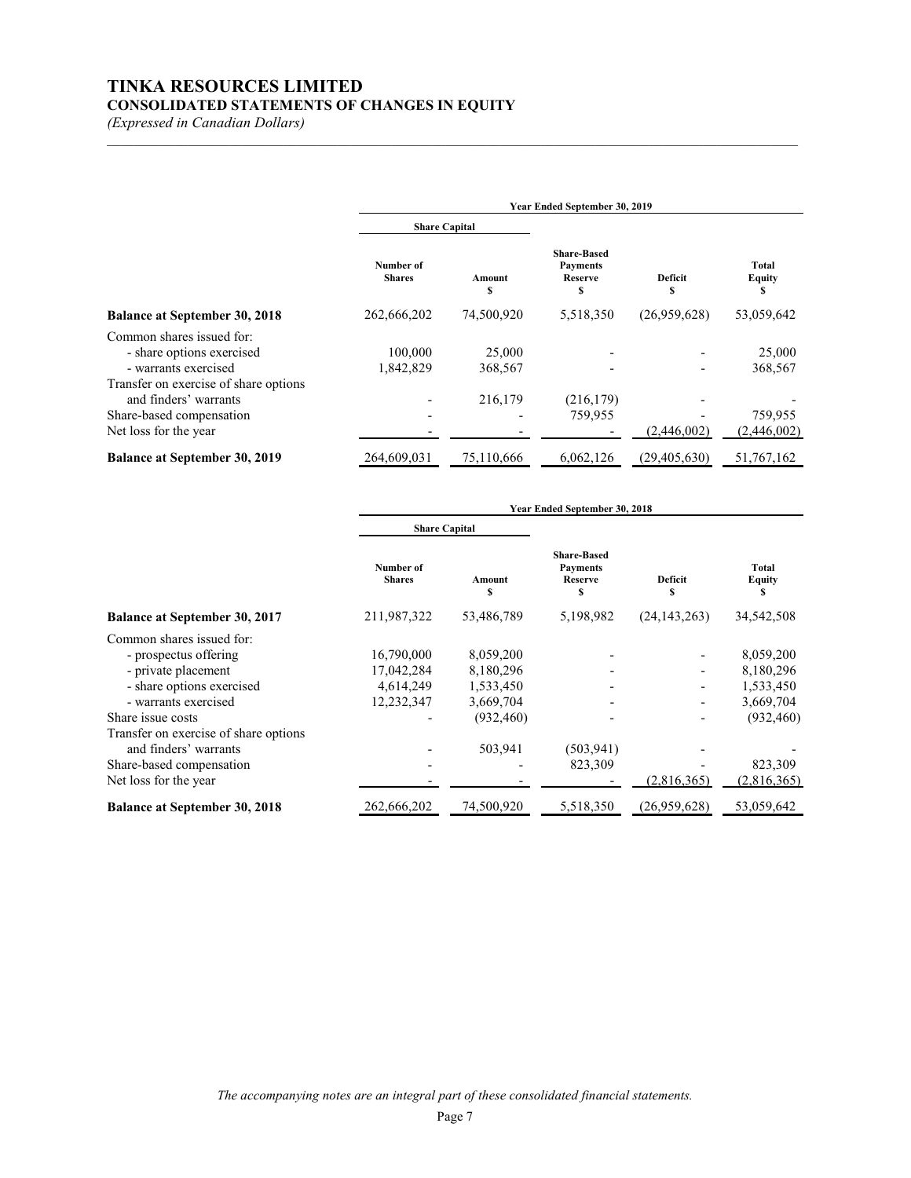# TINKA RESOURCES LIMITED

## CONSOLIDATED STATEMENTS OF CHANGES IN EQUITY

*(Expressed in Canadian Dollars)*

| | Year Ended September 30, 2019 | | | | |
|---|---|---|---|---|---|
| | Share Capital | | | | |
| | Number of Shares | Amount $ | Share-Based Payments Reserve $ | Deficit $ | Total Equity $ |
| **Balance at September 30, 2018** | 262,666,202 | 74,500,920 | 5,518,350 | (26,959,628) | 53,059,642 |
| Common shares issued for: | | | | | |
| - share options exercised | 100,000 | 25,000 | - | - | 25,000 |
| - warrants exercised | 1,842,829 | 368,567 | - | - | 368,567 |
| Transfer on exercise of share options and finders' warrants | - | 216,179 | (216,179) | - | - |
| Share-based compensation | - | - | 759,955 | - | 759,955 |
| Net loss for the year | - | - | - | (2,446,002) | (2,446,002) |
| **Balance at September 30, 2019** | 264,609,031 | 75,110,666 | 6,062,126 | (29,405,630) | 51,767,162 |

| | Year Ended September 30, 2018 | | | | |
|---|---|---|---|---|---|
| | Share Capital | | | | |
| | Number of Shares | Amount $ | Share-Based Payments Reserve $ | Deficit $ | Total Equity $ |
| **Balance at September 30, 2017** | 211,987,322 | 53,486,789 | 5,198,982 | (24,143,263) | 34,542,508 |
| Common shares issued for: | | | | | |
| - prospectus offering | 16,790,000 | 8,059,200 | - | - | 8,059,200 |
| - private placement | 17,042,284 | 8,180,296 | - | - | 8,180,296 |
| - share options exercised | 4,614,249 | 1,533,450 | - | - | 1,533,450 |
| - warrants exercised | 12,232,347 | 3,669,704 | - | - | 3,669,704 |
| Share issue costs | - | (932,460) | - | - | (932,460) |
| Transfer on exercise of share options and finders' warrants | - | 503,941 | (503,941) | - | - |
| Share-based compensation | - | - | 823,309 | - | 823,309 |
| Net loss for the year | - | - | - | (2,816,365) | (2,816,365) |
| **Balance at September 30, 2018** | 262,666,202 | 74,500,920 | 5,518,350 | (26,959,628) | 53,059,642 |

*The accompanying notes are an integral part of these consolidated financial statements.*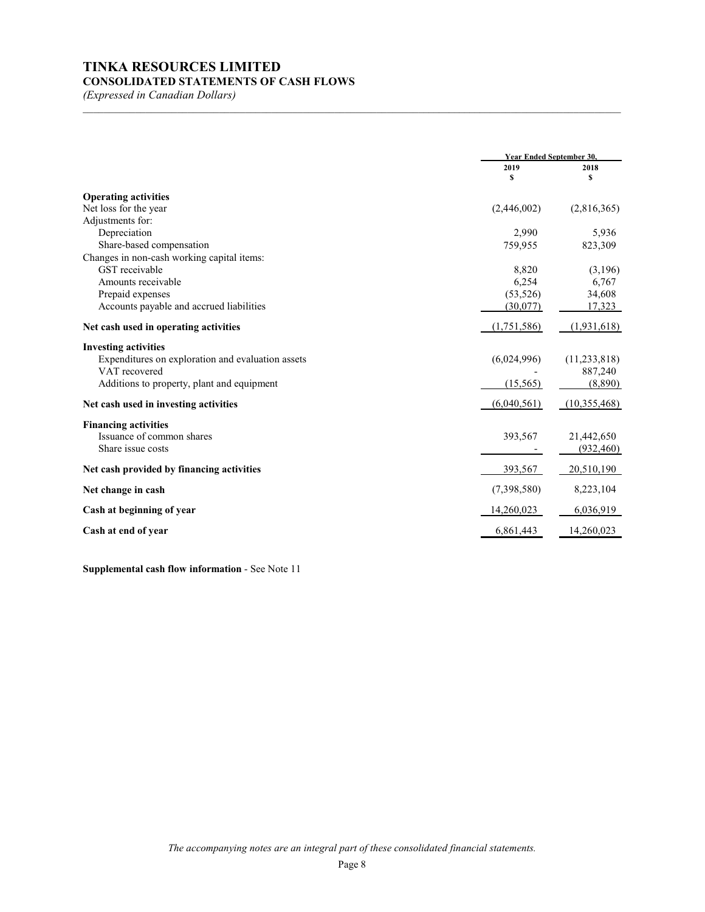# TINKA RESOURCES LIMITED

## CONSOLIDATED STATEMENTS OF CASH FLOWS

*(Expressed in Canadian Dollars)*

| | Year Ended September 30, | |
|---|---|---|
| | 2019 | 2018 |
| | $ | $ |
| **Operating activities** | | |
| Net loss for the year | (2,446,002) | (2,816,365) |
| Adjustments for: | | |
| Depreciation | 2,990 | 5,936 |
| Share-based compensation | 759,955 | 823,309 |
| Changes in non-cash working capital items: | | |
| GST receivable | 8,820 | (3,196) |
| Amounts receivable | 6,254 | 6,767 |
| Prepaid expenses | (53,526) | 34,608 |
| Accounts payable and accrued liabilities | (30,077) | 17,323 |
| **Net cash used in operating activities** | (1,751,586) | (1,931,618) |
| **Investing activities** | | |
| Expenditures on exploration and evaluation assets | (6,024,996) | (11,233,818) |
| VAT recovered | - | 887,240 |
| Additions to property, plant and equipment | (15,565) | (8,890) |
| **Net cash used in investing activities** | (6,040,561) | (10,355,468) |
| **Financing activities** | | |
| Issuance of common shares | 393,567 | 21,442,650 |
| Share issue costs | - | (932,460) |
| **Net cash provided by financing activities** | 393,567 | 20,510,190 |
| **Net change in cash** | (7,398,580) | 8,223,104 |
| **Cash at beginning of year** | 14,260,023 | 6,036,919 |
| **Cash at end of year** | 6,861,443 | 14,260,023 |

**Supplemental cash flow information** - See Note 11

*The accompanying notes are an integral part of these consolidated financial statements.*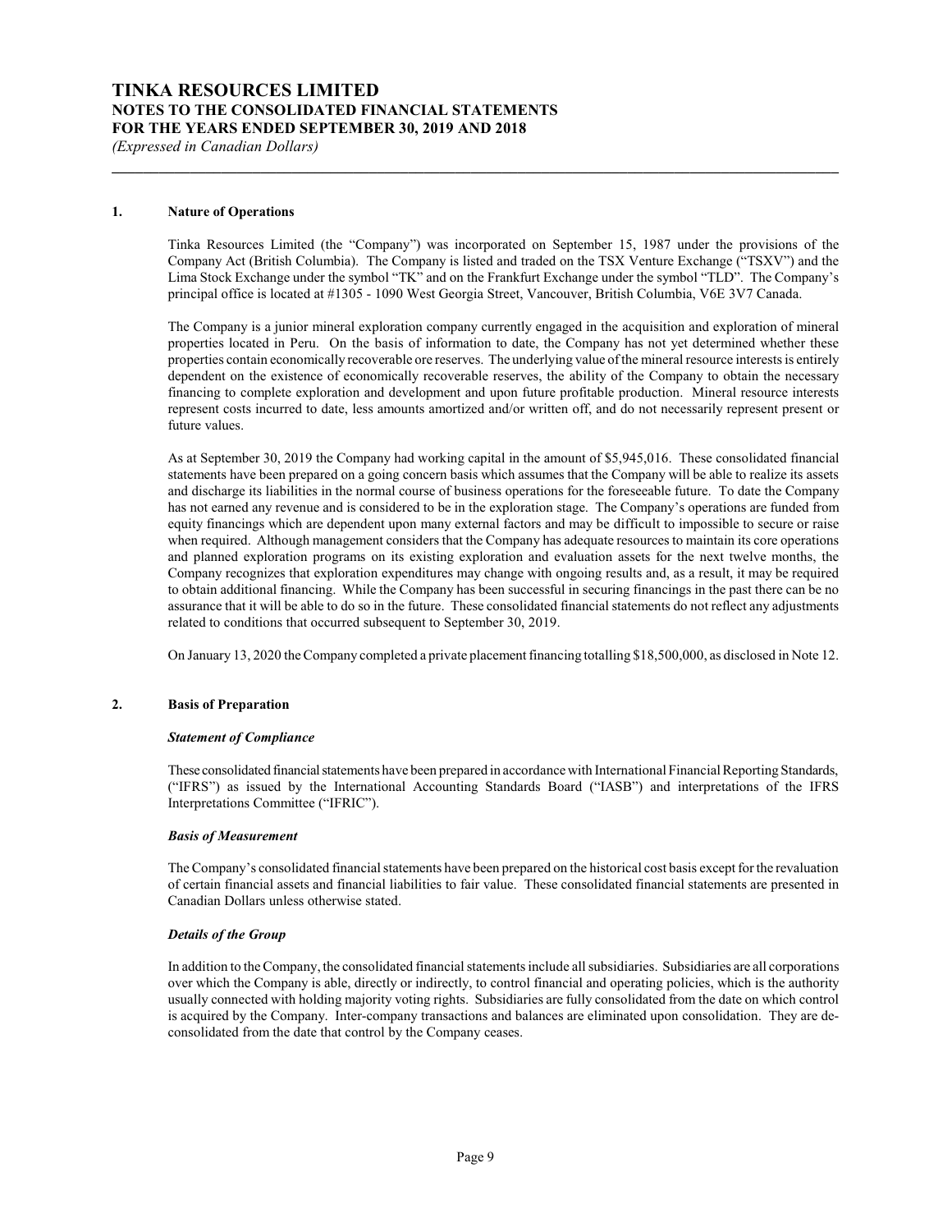## 1. Nature of Operations

Tinka Resources Limited (the "Company") was incorporated on September 15, 1987 under the provisions of the Company Act (British Columbia). The Company is listed and traded on the TSX Venture Exchange ("TSXV") and the Lima Stock Exchange under the symbol "TK" and on the Frankfurt Exchange under the symbol "TLD". The Company's principal office is located at #1305 - 1090 West Georgia Street, Vancouver, British Columbia, V6E 3V7 Canada.

The Company is a junior mineral exploration company currently engaged in the acquisition and exploration of mineral properties located in Peru. On the basis of information to date, the Company has not yet determined whether these properties contain economically recoverable ore reserves. The underlying value of the mineral resource interests is entirely dependent on the existence of economically recoverable reserves, the ability of the Company to obtain the necessary financing to complete exploration and development and upon future profitable production. Mineral resource interests represent costs incurred to date, less amounts amortized and/or written off, and do not necessarily represent present or future values.

As at September 30, 2019 the Company had working capital in the amount of $5,945,016. These consolidated financial statements have been prepared on a going concern basis which assumes that the Company will be able to realize its assets and discharge its liabilities in the normal course of business operations for the foreseeable future. To date the Company has not earned any revenue and is considered to be in the exploration stage. The Company's operations are funded from equity financings which are dependent upon many external factors and may be difficult to impossible to secure or raise when required. Although management considers that the Company has adequate resources to maintain its core operations and planned exploration programs on its existing exploration and evaluation assets for the next twelve months, the Company recognizes that exploration expenditures may change with ongoing results and, as a result, it may be required to obtain additional financing. While the Company has been successful in securing financings in the past there can be no assurance that it will be able to do so in the future. These consolidated financial statements do not reflect any adjustments related to conditions that occurred subsequent to September 30, 2019.

On January 13, 2020 the Company completed a private placement financing totalling $18,500,000, as disclosed in Note 12.

## 2. Basis of Preparation

### *Statement of Compliance*

These consolidated financial statements have been prepared in accordance with International Financial Reporting Standards, ("IFRS") as issued by the International Accounting Standards Board ("IASB") and interpretations of the IFRS Interpretations Committee ("IFRIC").

### *Basis of Measurement*

The Company's consolidated financial statements have been prepared on the historical cost basis except for the revaluation of certain financial assets and financial liabilities to fair value. These consolidated financial statements are presented in Canadian Dollars unless otherwise stated.

### *Details of the Group*

In addition to the Company, the consolidated financial statements include all subsidiaries. Subsidiaries are all corporations over which the Company is able, directly or indirectly, to control financial and operating policies, which is the authority usually connected with holding majority voting rights. Subsidiaries are fully consolidated from the date on which control is acquired by the Company. Inter-company transactions and balances are eliminated upon consolidation. They are de-consolidated from the date that control by the Company ceases.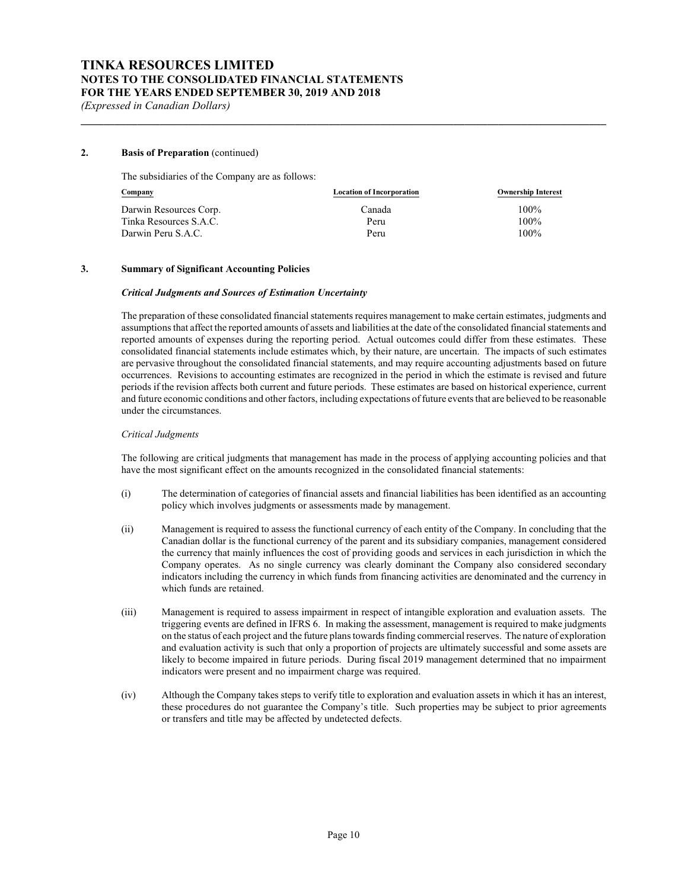## 2. Basis of Preparation (continued)

The subsidiaries of the Company are as follows:

| Company | Location of Incorporation | Ownership Interest |
|---|---|---|
| Darwin Resources Corp. | Canada | 100% |
| Tinka Resources S.A.C. | Peru | 100% |
| Darwin Peru S.A.C. | Peru | 100% |

## 3. Summary of Significant Accounting Policies

### *Critical Judgments and Sources of Estimation Uncertainty*

The preparation of these consolidated financial statements requires management to make certain estimates, judgments and assumptions that affect the reported amounts of assets and liabilities at the date of the consolidated financial statements and reported amounts of expenses during the reporting period. Actual outcomes could differ from these estimates. These consolidated financial statements include estimates which, by their nature, are uncertain. The impacts of such estimates are pervasive throughout the consolidated financial statements, and may require accounting adjustments based on future occurrences. Revisions to accounting estimates are recognized in the period in which the estimate is revised and future periods if the revision affects both current and future periods. These estimates are based on historical experience, current and future economic conditions and other factors, including expectations of future events that are believed to be reasonable under the circumstances.

*Critical Judgments*

The following are critical judgments that management has made in the process of applying accounting policies and that have the most significant effect on the amounts recognized in the consolidated financial statements:

(i) The determination of categories of financial assets and financial liabilities has been identified as an accounting policy which involves judgments or assessments made by management.

(ii) Management is required to assess the functional currency of each entity of the Company. In concluding that the Canadian dollar is the functional currency of the parent and its subsidiary companies, management considered the currency that mainly influences the cost of providing goods and services in each jurisdiction in which the Company operates. As no single currency was clearly dominant the Company also considered secondary indicators including the currency in which funds from financing activities are denominated and the currency in which funds are retained.

(iii) Management is required to assess impairment in respect of intangible exploration and evaluation assets. The triggering events are defined in IFRS 6. In making the assessment, management is required to make judgments on the status of each project and the future plans towards finding commercial reserves. The nature of exploration and evaluation activity is such that only a proportion of projects are ultimately successful and some assets are likely to become impaired in future periods. During fiscal 2019 management determined that no impairment indicators were present and no impairment charge was required.

(iv) Although the Company takes steps to verify title to exploration and evaluation assets in which it has an interest, these procedures do not guarantee the Company's title. Such properties may be subject to prior agreements or transfers and title may be affected by undetected defects.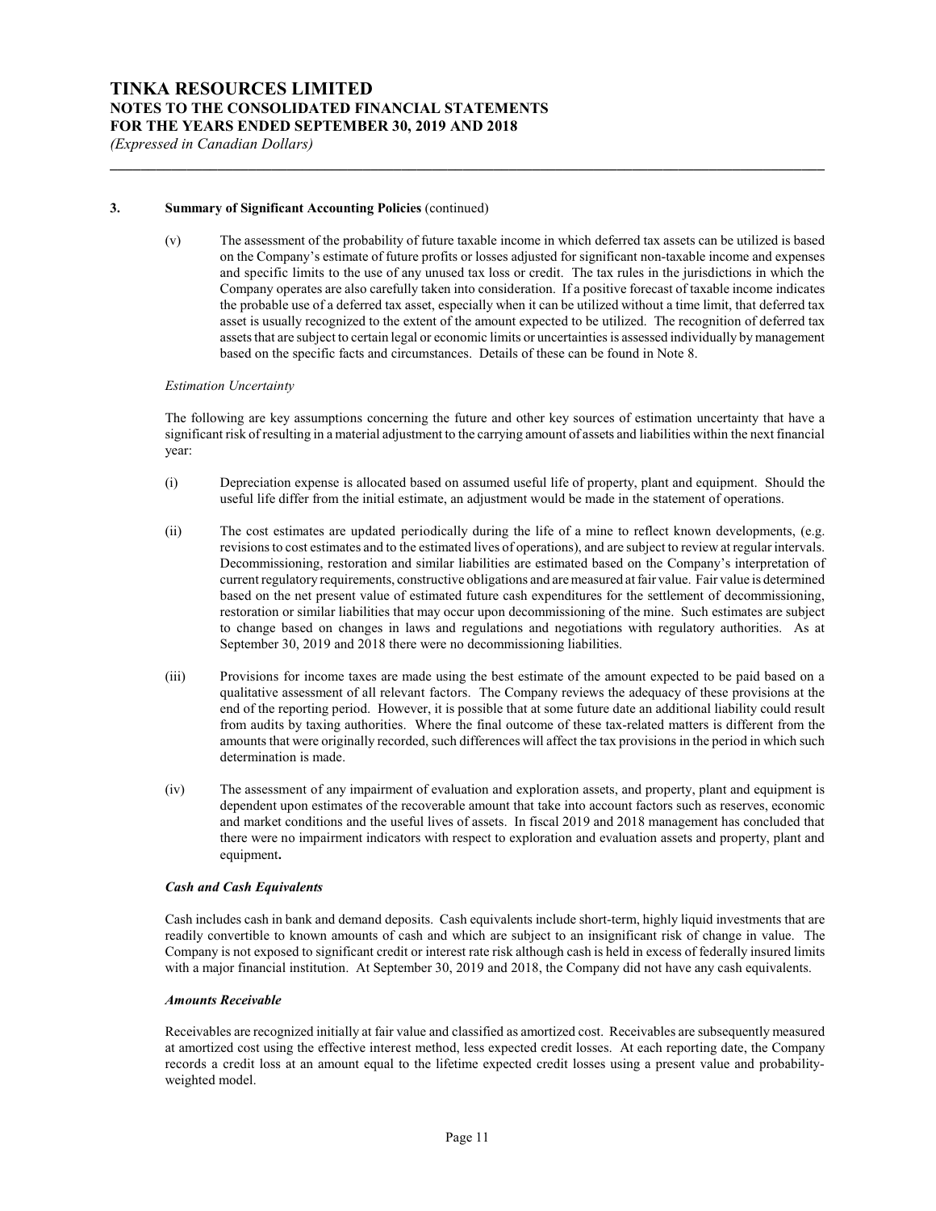## 3. Summary of Significant Accounting Policies (continued)

(v) The assessment of the probability of future taxable income in which deferred tax assets can be utilized is based on the Company's estimate of future profits or losses adjusted for significant non-taxable income and expenses and specific limits to the use of any unused tax loss or credit. The tax rules in the jurisdictions in which the Company operates are also carefully taken into consideration. If a positive forecast of taxable income indicates the probable use of a deferred tax asset, especially when it can be utilized without a time limit, that deferred tax asset is usually recognized to the extent of the amount expected to be utilized. The recognition of deferred tax assets that are subject to certain legal or economic limits or uncertainties is assessed individually by management based on the specific facts and circumstances. Details of these can be found in Note 8.

*Estimation Uncertainty*

The following are key assumptions concerning the future and other key sources of estimation uncertainty that have a significant risk of resulting in a material adjustment to the carrying amount of assets and liabilities within the next financial year:

(i) Depreciation expense is allocated based on assumed useful life of property, plant and equipment. Should the useful life differ from the initial estimate, an adjustment would be made in the statement of operations.

(ii) The cost estimates are updated periodically during the life of a mine to reflect known developments, (e.g. revisions to cost estimates and to the estimated lives of operations), and are subject to review at regular intervals. Decommissioning, restoration and similar liabilities are estimated based on the Company's interpretation of current regulatory requirements, constructive obligations and are measured at fair value. Fair value is determined based on the net present value of estimated future cash expenditures for the settlement of decommissioning, restoration or similar liabilities that may occur upon decommissioning of the mine. Such estimates are subject to change based on changes in laws and regulations and negotiations with regulatory authorities. As at September 30, 2019 and 2018 there were no decommissioning liabilities.

(iii) Provisions for income taxes are made using the best estimate of the amount expected to be paid based on a qualitative assessment of all relevant factors. The Company reviews the adequacy of these provisions at the end of the reporting period. However, it is possible that at some future date an additional liability could result from audits by taxing authorities. Where the final outcome of these tax-related matters is different from the amounts that were originally recorded, such differences will affect the tax provisions in the period in which such determination is made.

(iv) The assessment of any impairment of evaluation and exploration assets, and property, plant and equipment is dependent upon estimates of the recoverable amount that take into account factors such as reserves, economic and market conditions and the useful lives of assets. In fiscal 2019 and 2018 management has concluded that there were no impairment indicators with respect to exploration and evaluation assets and property, plant and equipment**.**

***Cash and Cash Equivalents***

Cash includes cash in bank and demand deposits. Cash equivalents include short-term, highly liquid investments that are readily convertible to known amounts of cash and which are subject to an insignificant risk of change in value. The Company is not exposed to significant credit or interest rate risk although cash is held in excess of federally insured limits with a major financial institution. At September 30, 2019 and 2018, the Company did not have any cash equivalents.

***Amounts Receivable***

Receivables are recognized initially at fair value and classified as amortized cost. Receivables are subsequently measured at amortized cost using the effective interest method, less expected credit losses. At each reporting date, the Company records a credit loss at an amount equal to the lifetime expected credit losses using a present value and probability-weighted model.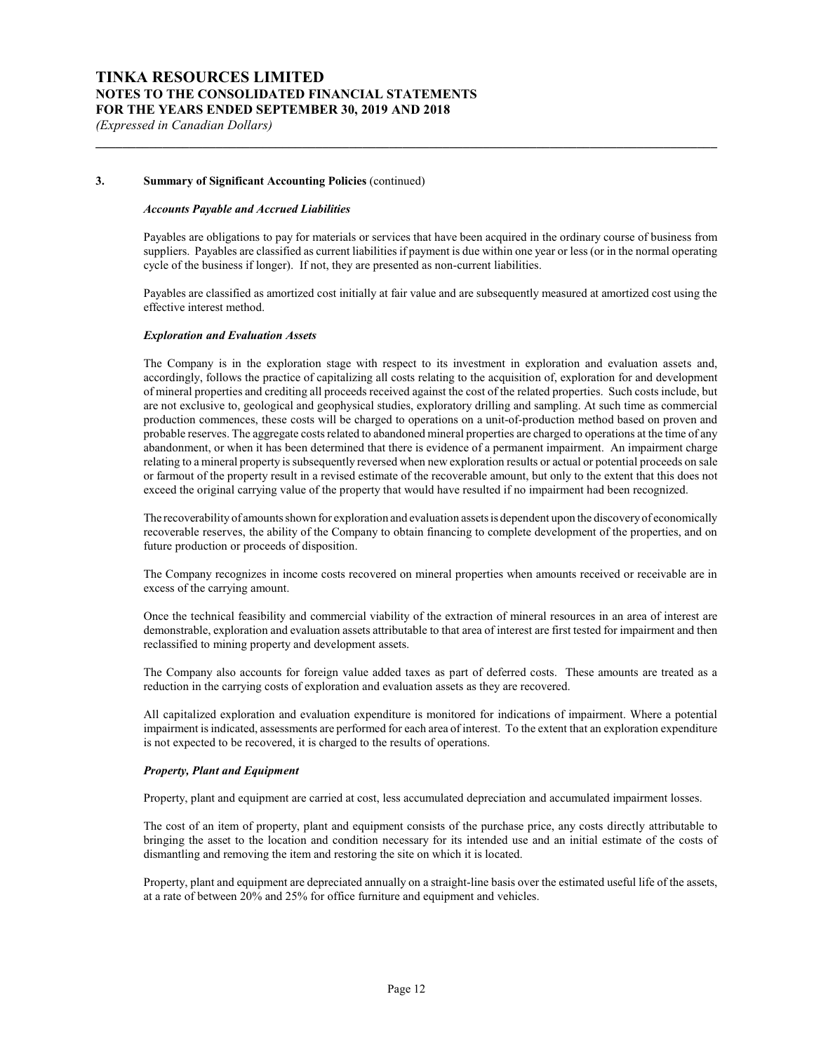### 3. Summary of Significant Accounting Policies (continued)

#### *Accounts Payable and Accrued Liabilities*

Payables are obligations to pay for materials or services that have been acquired in the ordinary course of business from suppliers. Payables are classified as current liabilities if payment is due within one year or less (or in the normal operating cycle of the business if longer). If not, they are presented as non-current liabilities.

Payables are classified as amortized cost initially at fair value and are subsequently measured at amortized cost using the effective interest method.

#### *Exploration and Evaluation Assets*

The Company is in the exploration stage with respect to its investment in exploration and evaluation assets and, accordingly, follows the practice of capitalizing all costs relating to the acquisition of, exploration for and development of mineral properties and crediting all proceeds received against the cost of the related properties. Such costs include, but are not exclusive to, geological and geophysical studies, exploratory drilling and sampling. At such time as commercial production commences, these costs will be charged to operations on a unit-of-production method based on proven and probable reserves. The aggregate costs related to abandoned mineral properties are charged to operations at the time of any abandonment, or when it has been determined that there is evidence of a permanent impairment. An impairment charge relating to a mineral property is subsequently reversed when new exploration results or actual or potential proceeds on sale or farmout of the property result in a revised estimate of the recoverable amount, but only to the extent that this does not exceed the original carrying value of the property that would have resulted if no impairment had been recognized.

The recoverability of amounts shown for exploration and evaluation assets is dependent upon the discovery of economically recoverable reserves, the ability of the Company to obtain financing to complete development of the properties, and on future production or proceeds of disposition.

The Company recognizes in income costs recovered on mineral properties when amounts received or receivable are in excess of the carrying amount.

Once the technical feasibility and commercial viability of the extraction of mineral resources in an area of interest are demonstrable, exploration and evaluation assets attributable to that area of interest are first tested for impairment and then reclassified to mining property and development assets.

The Company also accounts for foreign value added taxes as part of deferred costs. These amounts are treated as a reduction in the carrying costs of exploration and evaluation assets as they are recovered.

All capitalized exploration and evaluation expenditure is monitored for indications of impairment. Where a potential impairment is indicated, assessments are performed for each area of interest. To the extent that an exploration expenditure is not expected to be recovered, it is charged to the results of operations.

#### *Property, Plant and Equipment*

Property, plant and equipment are carried at cost, less accumulated depreciation and accumulated impairment losses.

The cost of an item of property, plant and equipment consists of the purchase price, any costs directly attributable to bringing the asset to the location and condition necessary for its intended use and an initial estimate of the costs of dismantling and removing the item and restoring the site on which it is located.

Property, plant and equipment are depreciated annually on a straight-line basis over the estimated useful life of the assets, at a rate of between 20% and 25% for office furniture and equipment and vehicles.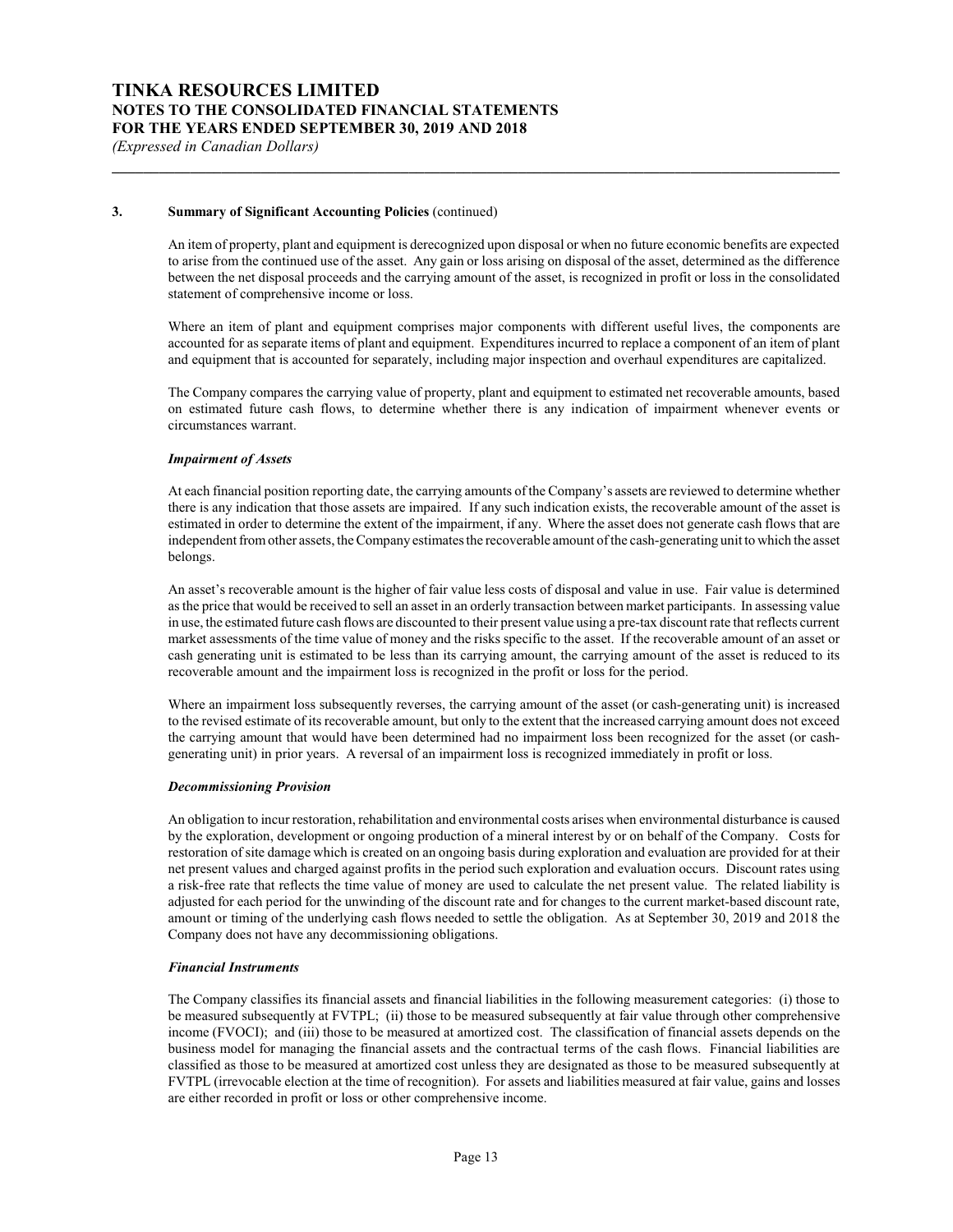### 3. Summary of Significant Accounting Policies (continued)

An item of property, plant and equipment is derecognized upon disposal or when no future economic benefits are expected to arise from the continued use of the asset. Any gain or loss arising on disposal of the asset, determined as the difference between the net disposal proceeds and the carrying amount of the asset, is recognized in profit or loss in the consolidated statement of comprehensive income or loss.

Where an item of plant and equipment comprises major components with different useful lives, the components are accounted for as separate items of plant and equipment. Expenditures incurred to replace a component of an item of plant and equipment that is accounted for separately, including major inspection and overhaul expenditures are capitalized.

The Company compares the carrying value of property, plant and equipment to estimated net recoverable amounts, based on estimated future cash flows, to determine whether there is any indication of impairment whenever events or circumstances warrant.

***Impairment of Assets***

At each financial position reporting date, the carrying amounts of the Company's assets are reviewed to determine whether there is any indication that those assets are impaired. If any such indication exists, the recoverable amount of the asset is estimated in order to determine the extent of the impairment, if any. Where the asset does not generate cash flows that are independent from other assets, the Company estimates the recoverable amount of the cash-generating unit to which the asset belongs.

An asset's recoverable amount is the higher of fair value less costs of disposal and value in use. Fair value is determined as the price that would be received to sell an asset in an orderly transaction between market participants. In assessing value in use, the estimated future cash flows are discounted to their present value using a pre-tax discount rate that reflects current market assessments of the time value of money and the risks specific to the asset. If the recoverable amount of an asset or cash generating unit is estimated to be less than its carrying amount, the carrying amount of the asset is reduced to its recoverable amount and the impairment loss is recognized in the profit or loss for the period.

Where an impairment loss subsequently reverses, the carrying amount of the asset (or cash-generating unit) is increased to the revised estimate of its recoverable amount, but only to the extent that the increased carrying amount does not exceed the carrying amount that would have been determined had no impairment loss been recognized for the asset (or cash-generating unit) in prior years. A reversal of an impairment loss is recognized immediately in profit or loss.

***Decommissioning Provision***

An obligation to incur restoration, rehabilitation and environmental costs arises when environmental disturbance is caused by the exploration, development or ongoing production of a mineral interest by or on behalf of the Company. Costs for restoration of site damage which is created on an ongoing basis during exploration and evaluation are provided for at their net present values and charged against profits in the period such exploration and evaluation occurs. Discount rates using a risk-free rate that reflects the time value of money are used to calculate the net present value. The related liability is adjusted for each period for the unwinding of the discount rate and for changes to the current market-based discount rate, amount or timing of the underlying cash flows needed to settle the obligation. As at September 30, 2019 and 2018 the Company does not have any decommissioning obligations.

***Financial Instruments***

The Company classifies its financial assets and financial liabilities in the following measurement categories: (i) those to be measured subsequently at FVTPL; (ii) those to be measured subsequently at fair value through other comprehensive income (FVOCI); and (iii) those to be measured at amortized cost. The classification of financial assets depends on the business model for managing the financial assets and the contractual terms of the cash flows. Financial liabilities are classified as those to be measured at amortized cost unless they are designated as those to be measured subsequently at FVTPL (irrevocable election at the time of recognition). For assets and liabilities measured at fair value, gains and losses are either recorded in profit or loss or other comprehensive income.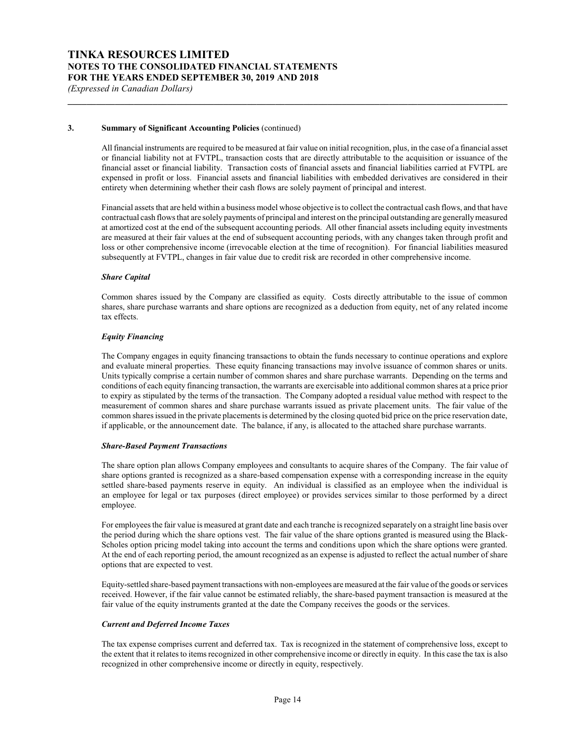### 3. Summary of Significant Accounting Policies (continued)

All financial instruments are required to be measured at fair value on initial recognition, plus, in the case of a financial asset or financial liability not at FVTPL, transaction costs that are directly attributable to the acquisition or issuance of the financial asset or financial liability. Transaction costs of financial assets and financial liabilities carried at FVTPL are expensed in profit or loss. Financial assets and financial liabilities with embedded derivatives are considered in their entirety when determining whether their cash flows are solely payment of principal and interest.

Financial assets that are held within a business model whose objective is to collect the contractual cash flows, and that have contractual cash flows that are solely payments of principal and interest on the principal outstanding are generally measured at amortized cost at the end of the subsequent accounting periods. All other financial assets including equity investments are measured at their fair values at the end of subsequent accounting periods, with any changes taken through profit and loss or other comprehensive income (irrevocable election at the time of recognition). For financial liabilities measured subsequently at FVTPL, changes in fair value due to credit risk are recorded in other comprehensive income.

***Share Capital***

Common shares issued by the Company are classified as equity. Costs directly attributable to the issue of common shares, share purchase warrants and share options are recognized as a deduction from equity, net of any related income tax effects.

***Equity Financing***

The Company engages in equity financing transactions to obtain the funds necessary to continue operations and explore and evaluate mineral properties. These equity financing transactions may involve issuance of common shares or units. Units typically comprise a certain number of common shares and share purchase warrants. Depending on the terms and conditions of each equity financing transaction, the warrants are exercisable into additional common shares at a price prior to expiry as stipulated by the terms of the transaction. The Company adopted a residual value method with respect to the measurement of common shares and share purchase warrants issued as private placement units. The fair value of the common shares issued in the private placements is determined by the closing quoted bid price on the price reservation date, if applicable, or the announcement date. The balance, if any, is allocated to the attached share purchase warrants.

***Share-Based Payment Transactions***

The share option plan allows Company employees and consultants to acquire shares of the Company. The fair value of share options granted is recognized as a share-based compensation expense with a corresponding increase in the equity settled share-based payments reserve in equity. An individual is classified as an employee when the individual is an employee for legal or tax purposes (direct employee) or provides services similar to those performed by a direct employee.

For employees the fair value is measured at grant date and each tranche is recognized separately on a straight line basis over the period during which the share options vest. The fair value of the share options granted is measured using the Black-Scholes option pricing model taking into account the terms and conditions upon which the share options were granted. At the end of each reporting period, the amount recognized as an expense is adjusted to reflect the actual number of share options that are expected to vest.

Equity-settled share-based payment transactions with non-employees are measured at the fair value of the goods or services received. However, if the fair value cannot be estimated reliably, the share-based payment transaction is measured at the fair value of the equity instruments granted at the date the Company receives the goods or the services.

***Current and Deferred Income Taxes***

The tax expense comprises current and deferred tax. Tax is recognized in the statement of comprehensive loss, except to the extent that it relates to items recognized in other comprehensive income or directly in equity. In this case the tax is also recognized in other comprehensive income or directly in equity, respectively.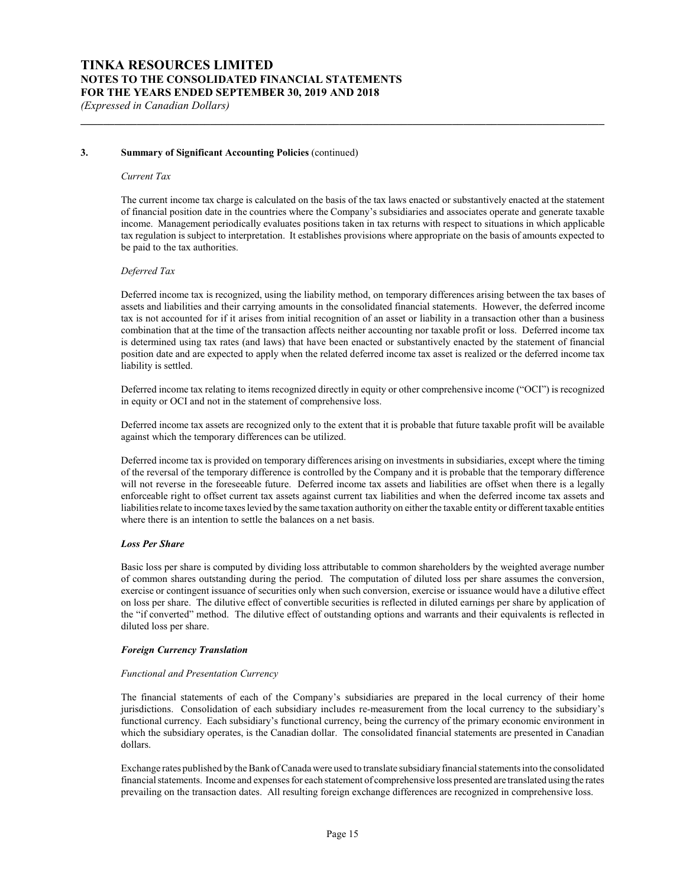### 3. Summary of Significant Accounting Policies (continued)

*Current Tax*

The current income tax charge is calculated on the basis of the tax laws enacted or substantively enacted at the statement of financial position date in the countries where the Company's subsidiaries and associates operate and generate taxable income. Management periodically evaluates positions taken in tax returns with respect to situations in which applicable tax regulation is subject to interpretation. It establishes provisions where appropriate on the basis of amounts expected to be paid to the tax authorities.

*Deferred Tax*

Deferred income tax is recognized, using the liability method, on temporary differences arising between the tax bases of assets and liabilities and their carrying amounts in the consolidated financial statements. However, the deferred income tax is not accounted for if it arises from initial recognition of an asset or liability in a transaction other than a business combination that at the time of the transaction affects neither accounting nor taxable profit or loss. Deferred income tax is determined using tax rates (and laws) that have been enacted or substantively enacted by the statement of financial position date and are expected to apply when the related deferred income tax asset is realized or the deferred income tax liability is settled.

Deferred income tax relating to items recognized directly in equity or other comprehensive income ("OCI") is recognized in equity or OCI and not in the statement of comprehensive loss.

Deferred income tax assets are recognized only to the extent that it is probable that future taxable profit will be available against which the temporary differences can be utilized.

Deferred income tax is provided on temporary differences arising on investments in subsidiaries, except where the timing of the reversal of the temporary difference is controlled by the Company and it is probable that the temporary difference will not reverse in the foreseeable future. Deferred income tax assets and liabilities are offset when there is a legally enforceable right to offset current tax assets against current tax liabilities and when the deferred income tax assets and liabilities relate to income taxes levied by the same taxation authority on either the taxable entity or different taxable entities where there is an intention to settle the balances on a net basis.

***Loss Per Share***

Basic loss per share is computed by dividing loss attributable to common shareholders by the weighted average number of common shares outstanding during the period. The computation of diluted loss per share assumes the conversion, exercise or contingent issuance of securities only when such conversion, exercise or issuance would have a dilutive effect on loss per share. The dilutive effect of convertible securities is reflected in diluted earnings per share by application of the "if converted" method. The dilutive effect of outstanding options and warrants and their equivalents is reflected in diluted loss per share.

***Foreign Currency Translation***

*Functional and Presentation Currency*

The financial statements of each of the Company's subsidiaries are prepared in the local currency of their home jurisdictions. Consolidation of each subsidiary includes re-measurement from the local currency to the subsidiary's functional currency. Each subsidiary's functional currency, being the currency of the primary economic environment in which the subsidiary operates, is the Canadian dollar. The consolidated financial statements are presented in Canadian dollars.

Exchange rates published by the Bank of Canada were used to translate subsidiary financial statements into the consolidated financial statements. Income and expenses for each statement of comprehensive loss presented are translated using the rates prevailing on the transaction dates. All resulting foreign exchange differences are recognized in comprehensive loss.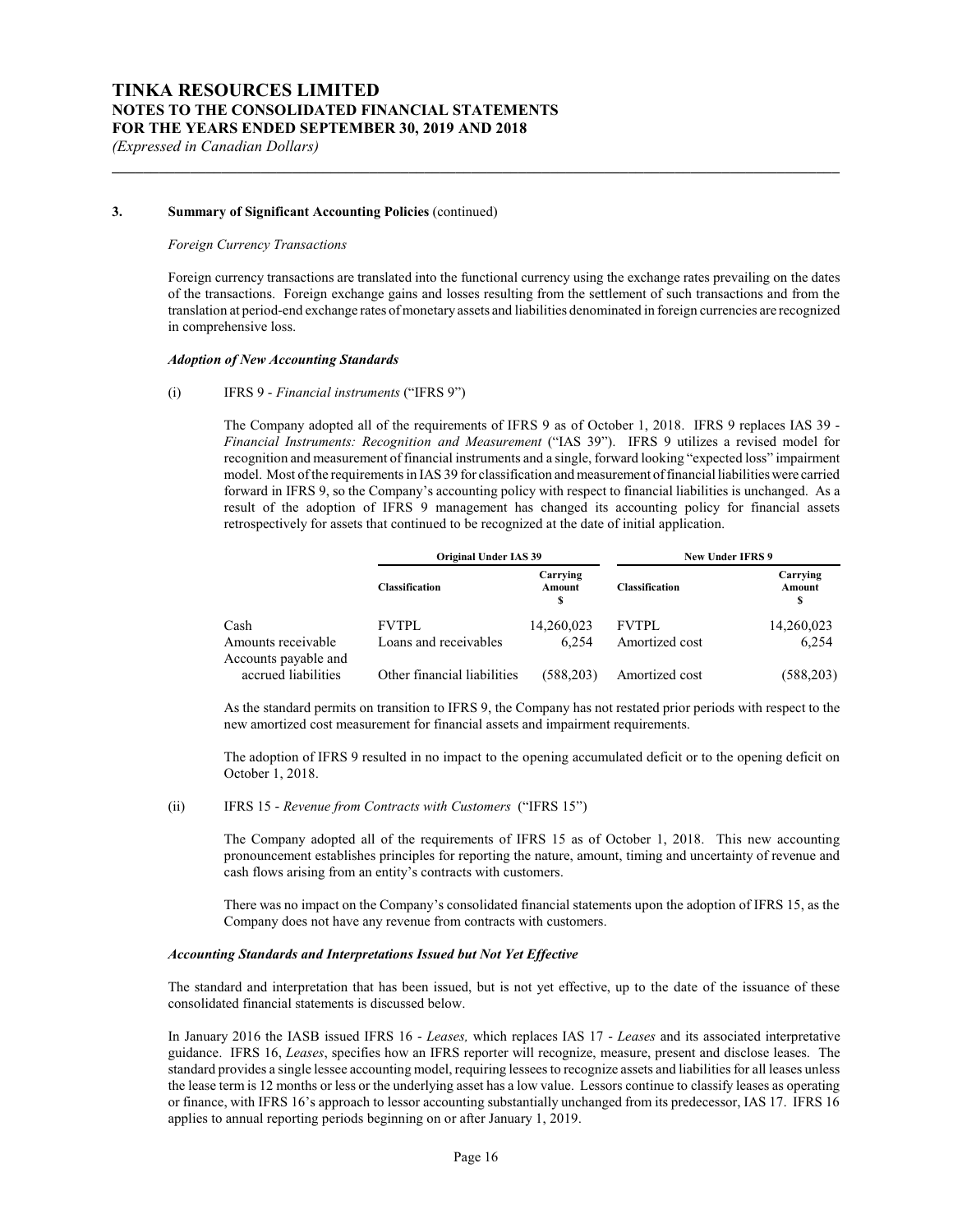### 3. Summary of Significant Accounting Policies (continued)

*Foreign Currency Transactions*

Foreign currency transactions are translated into the functional currency using the exchange rates prevailing on the dates of the transactions. Foreign exchange gains and losses resulting from the settlement of such transactions and from the translation at period-end exchange rates of monetary assets and liabilities denominated in foreign currencies are recognized in comprehensive loss.

***Adoption of New Accounting Standards***

(i) IFRS 9 - *Financial instruments* ("IFRS 9")

The Company adopted all of the requirements of IFRS 9 as of October 1, 2018. IFRS 9 replaces IAS 39 - *Financial Instruments: Recognition and Measurement* ("IAS 39"). IFRS 9 utilizes a revised model for recognition and measurement of financial instruments and a single, forward looking "expected loss" impairment model. Most of the requirements in IAS 39 for classification and measurement of financial liabilities were carried forward in IFRS 9, so the Company's accounting policy with respect to financial liabilities is unchanged. As a result of the adoption of IFRS 9 management has changed its accounting policy for financial assets retrospectively for assets that continued to be recognized at the date of initial application.

| | Original Under IAS 39 | | New Under IFRS 9 | |
|---|---|---|---|---|
| | Classification | Carrying Amount $ | Classification | Carrying Amount $ |
| Cash | FVTPL | 14,260,023 | FVTPL | 14,260,023 |
| Amounts receivable | Loans and receivables | 6,254 | Amortized cost | 6,254 |
| Accounts payable and accrued liabilities | Other financial liabilities | (588,203) | Amortized cost | (588,203) |

As the standard permits on transition to IFRS 9, the Company has not restated prior periods with respect to the new amortized cost measurement for financial assets and impairment requirements.

The adoption of IFRS 9 resulted in no impact to the opening accumulated deficit or to the opening deficit on October 1, 2018.

(ii) IFRS 15 - *Revenue from Contracts with Customers* ("IFRS 15")

The Company adopted all of the requirements of IFRS 15 as of October 1, 2018. This new accounting pronouncement establishes principles for reporting the nature, amount, timing and uncertainty of revenue and cash flows arising from an entity's contracts with customers.

There was no impact on the Company's consolidated financial statements upon the adoption of IFRS 15, as the Company does not have any revenue from contracts with customers.

***Accounting Standards and Interpretations Issued but Not Yet Effective***

The standard and interpretation that has been issued, but is not yet effective, up to the date of the issuance of these consolidated financial statements is discussed below.

In January 2016 the IASB issued IFRS 16 - *Leases,* which replaces IAS 17 - *Leases* and its associated interpretative guidance. IFRS 16, *Leases*, specifies how an IFRS reporter will recognize, measure, present and disclose leases. The standard provides a single lessee accounting model, requiring lessees to recognize assets and liabilities for all leases unless the lease term is 12 months or less or the underlying asset has a low value. Lessors continue to classify leases as operating or finance, with IFRS 16's approach to lessor accounting substantially unchanged from its predecessor, IAS 17. IFRS 16 applies to annual reporting periods beginning on or after January 1, 2019.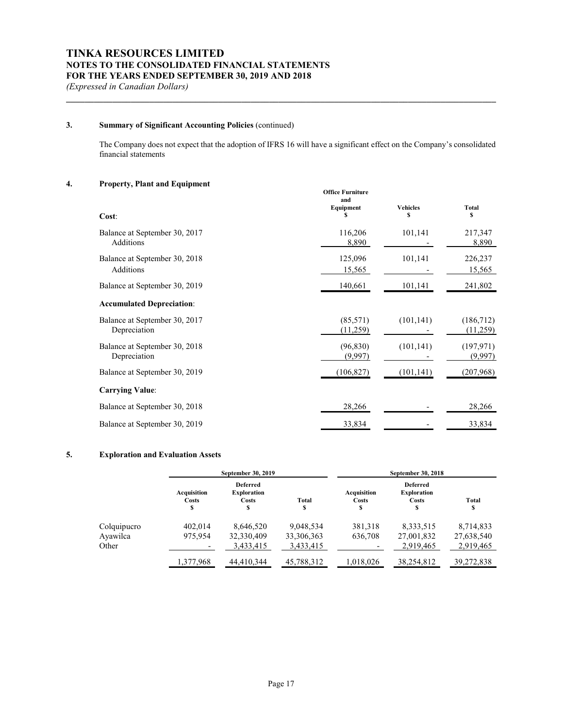### 3. Summary of Significant Accounting Policies (continued)

The Company does not expect that the adoption of IFRS 16 will have a significant effect on the Company's consolidated financial statements

### 4. Property, Plant and Equipment

| | Office Furniture and Equipment $ | Vehicles $ | Total $ |
|---|---|---|---|
| **Cost**: | | | |
| Balance at September 30, 2017 | 116,206 | 101,141 | 217,347 |
| Additions | 8,890 | - | 8,890 |
| Balance at September 30, 2018 | 125,096 | 101,141 | 226,237 |
| Additions | 15,565 | - | 15,565 |
| Balance at September 30, 2019 | 140,661 | 101,141 | 241,802 |
| **Accumulated Depreciation**: | | | |
| Balance at September 30, 2017 | (85,571) | (101,141) | (186,712) |
| Depreciation | (11,259) | - | (11,259) |
| Balance at September 30, 2018 | (96,830) | (101,141) | (197,971) |
| Depreciation | (9,997) | - | (9,997) |
| Balance at September 30, 2019 | (106,827) | (101,141) | (207,968) |
| **Carrying Value**: | | | |
| Balance at September 30, 2018 | 28,266 | - | 28,266 |
| Balance at September 30, 2019 | 33,834 | - | 33,834 |

### 5. Exploration and Evaluation Assets

| | September 30, 2019 | | | September 30, 2018 | | |
|---|---|---|---|---|---|---|
| | Acquisition Costs $ | Deferred Exploration Costs $ | Total $ | Acquisition Costs $ | Deferred Exploration Costs $ | Total $ |
| Colquipucro | 402,014 | 8,646,520 | 9,048,534 | 381,318 | 8,333,515 | 8,714,833 |
| Ayawilca | 975,954 | 32,330,409 | 33,306,363 | 636,708 | 27,001,832 | 27,638,540 |
| Other | - | 3,433,415 | 3,433,415 | - | 2,919,465 | 2,919,465 |
| | 1,377,968 | 44,410,344 | 45,788,312 | 1,018,026 | 38,254,812 | 39,272,838 |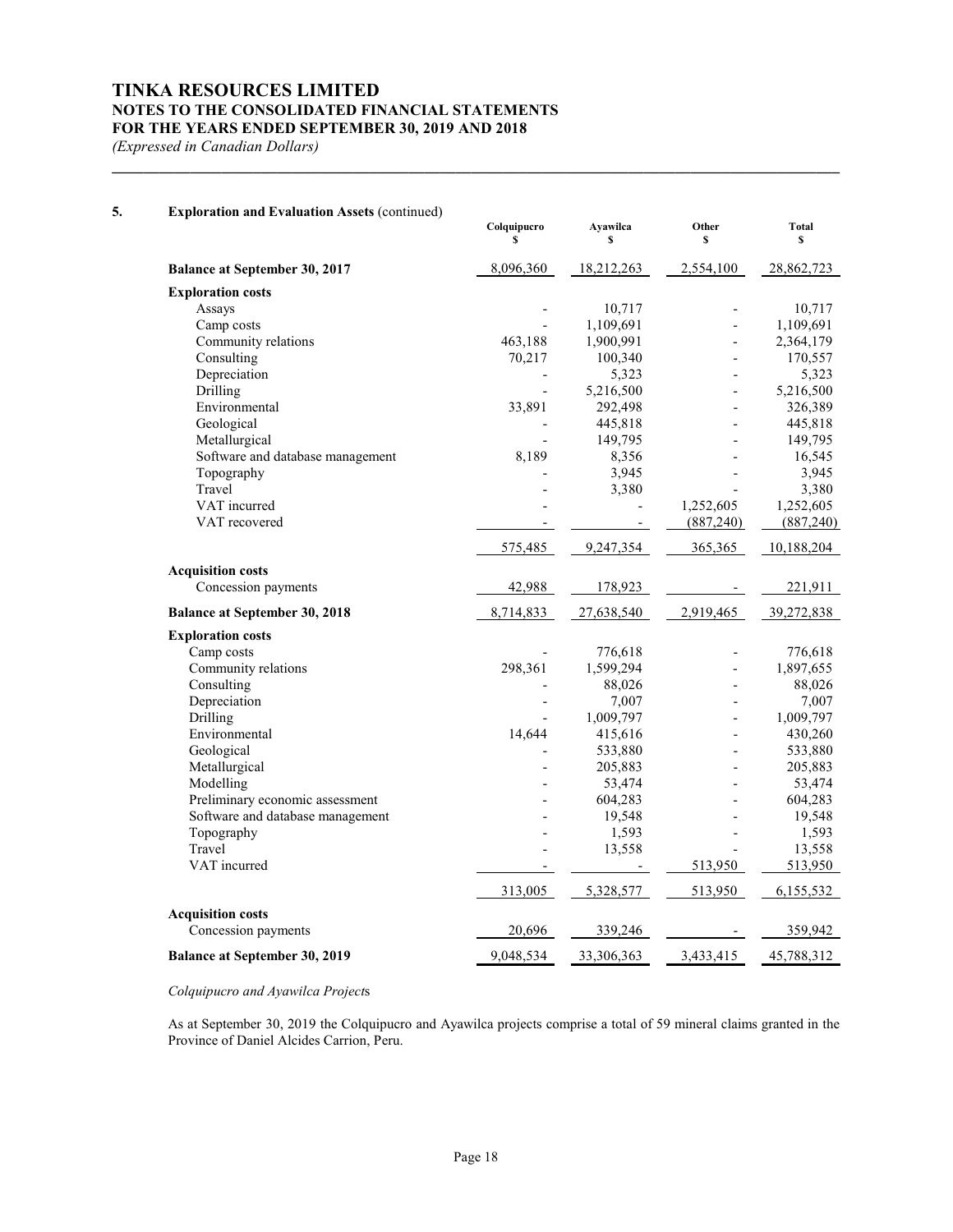## 5. Exploration and Evaluation Assets (continued)

| | Colquipucro $ | Ayawilca $ | Other $ | Total $ |
|---|---|---|---|---|
| **Balance at September 30, 2017** | 8,096,360 | 18,212,263 | 2,554,100 | 28,862,723 |
| **Exploration costs** | | | | |
| Assays | - | 10,717 | - | 10,717 |
| Camp costs | - | 1,109,691 | - | 1,109,691 |
| Community relations | 463,188 | 1,900,991 | - | 2,364,179 |
| Consulting | 70,217 | 100,340 | - | 170,557 |
| Depreciation | - | 5,323 | - | 5,323 |
| Drilling | - | 5,216,500 | - | 5,216,500 |
| Environmental | 33,891 | 292,498 | - | 326,389 |
| Geological | - | 445,818 | - | 445,818 |
| Metallurgical | - | 149,795 | - | 149,795 |
| Software and database management | 8,189 | 8,356 | - | 16,545 |
| Topography | - | 3,945 | - | 3,945 |
| Travel | - | 3,380 | - | 3,380 |
| VAT incurred | - | - | 1,252,605 | 1,252,605 |
| VAT recovered | - | - | (887,240) | (887,240) |
| | 575,485 | 9,247,354 | 365,365 | 10,188,204 |
| **Acquisition costs** | | | | |
| Concession payments | 42,988 | 178,923 | - | 221,911 |
| **Balance at September 30, 2018** | 8,714,833 | 27,638,540 | 2,919,465 | 39,272,838 |
| **Exploration costs** | | | | |
| Camp costs | - | 776,618 | - | 776,618 |
| Community relations | 298,361 | 1,599,294 | - | 1,897,655 |
| Consulting | - | 88,026 | - | 88,026 |
| Depreciation | - | 7,007 | - | 7,007 |
| Drilling | - | 1,009,797 | - | 1,009,797 |
| Environmental | 14,644 | 415,616 | - | 430,260 |
| Geological | - | 533,880 | - | 533,880 |
| Metallurgical | - | 205,883 | - | 205,883 |
| Modelling | - | 53,474 | - | 53,474 |
| Preliminary economic assessment | - | 604,283 | - | 604,283 |
| Software and database management | - | 19,548 | - | 19,548 |
| Topography | - | 1,593 | - | 1,593 |
| Travel | - | 13,558 | - | 13,558 |
| VAT incurred | - | - | 513,950 | 513,950 |
| | 313,005 | 5,328,577 | 513,950 | 6,155,532 |
| **Acquisition costs** | | | | |
| Concession payments | 20,696 | 339,246 | - | 359,942 |
| **Balance at September 30, 2019** | 9,048,534 | 33,306,363 | 3,433,415 | 45,788,312 |

*Colquipucro and Ayawilca Projects*

As at September 30, 2019 the Colquipucro and Ayawilca projects comprise a total of 59 mineral claims granted in the Province of Daniel Alcides Carrion, Peru.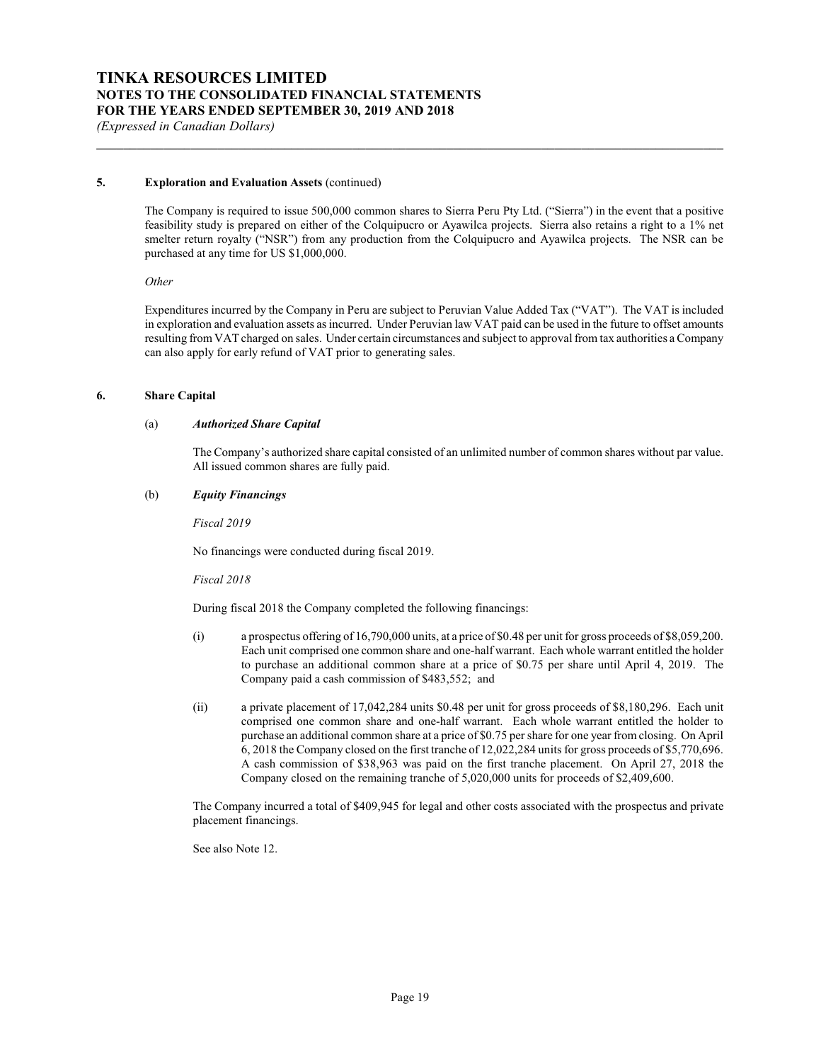### 5. Exploration and Evaluation Assets (continued)

The Company is required to issue 500,000 common shares to Sierra Peru Pty Ltd. ("Sierra") in the event that a positive feasibility study is prepared on either of the Colquipucro or Ayawilca projects. Sierra also retains a right to a 1% net smelter return royalty ("NSR") from any production from the Colquipucro and Ayawilca projects. The NSR can be purchased at any time for US $1,000,000.

*Other*

Expenditures incurred by the Company in Peru are subject to Peruvian Value Added Tax ("VAT"). The VAT is included in exploration and evaluation assets as incurred. Under Peruvian law VAT paid can be used in the future to offset amounts resulting from VAT charged on sales. Under certain circumstances and subject to approval from tax authorities a Company can also apply for early refund of VAT prior to generating sales.

### 6. Share Capital

#### (a) *Authorized Share Capital*

The Company's authorized share capital consisted of an unlimited number of common shares without par value. All issued common shares are fully paid.

#### (b) *Equity Financings*

*Fiscal 2019*

No financings were conducted during fiscal 2019.

*Fiscal 2018*

During fiscal 2018 the Company completed the following financings:

(i) a prospectus offering of 16,790,000 units, at a price of $0.48 per unit for gross proceeds of $8,059,200. Each unit comprised one common share and one-half warrant. Each whole warrant entitled the holder to purchase an additional common share at a price of $0.75 per share until April 4, 2019. The Company paid a cash commission of $483,552; and

(ii) a private placement of 17,042,284 units $0.48 per unit for gross proceeds of $8,180,296. Each unit comprised one common share and one-half warrant. Each whole warrant entitled the holder to purchase an additional common share at a price of $0.75 per share for one year from closing. On April 6, 2018 the Company closed on the first tranche of 12,022,284 units for gross proceeds of $5,770,696. A cash commission of $38,963 was paid on the first tranche placement. On April 27, 2018 the Company closed on the remaining tranche of 5,020,000 units for proceeds of $2,409,600.

The Company incurred a total of $409,945 for legal and other costs associated with the prospectus and private placement financings.

See also Note 12.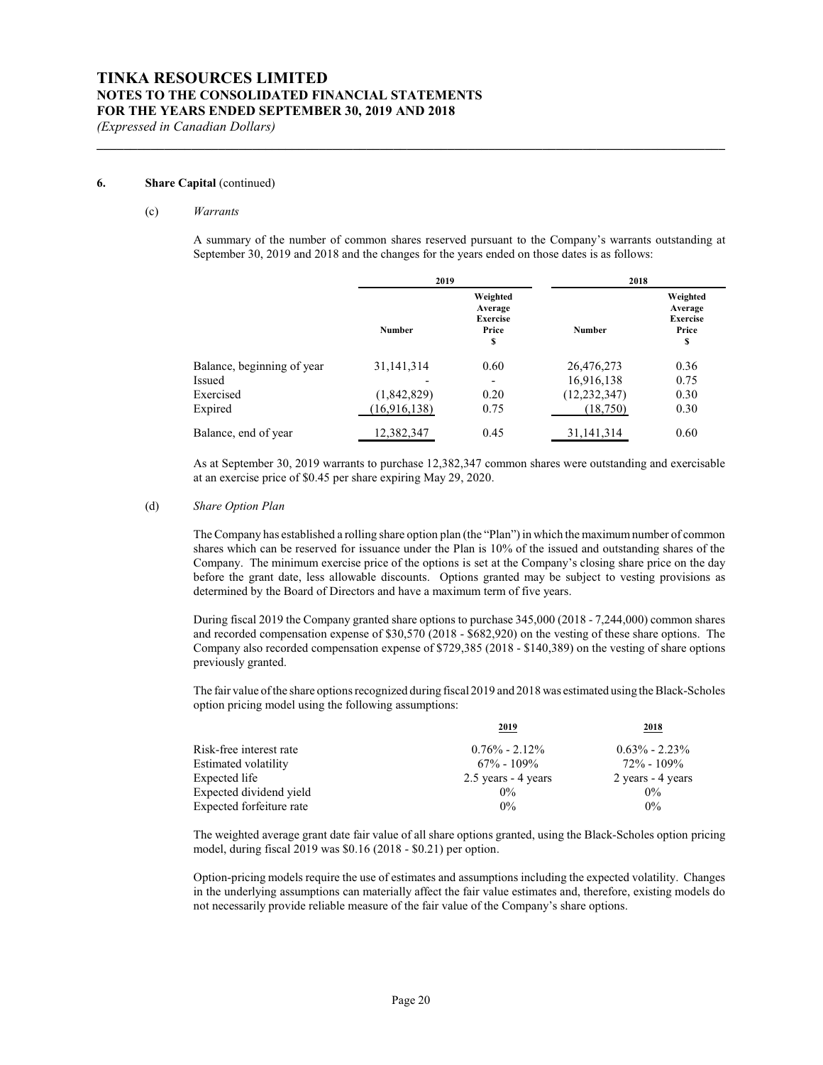# TINKA RESOURCES LIMITED
## NOTES TO THE CONSOLIDATED FINANCIAL STATEMENTS
## FOR THE YEARS ENDED SEPTEMBER 30, 2019 AND 2018
*(Expressed in Canadian Dollars)*

**6. Share Capital** (continued)

(c) *Warrants*

A summary of the number of common shares reserved pursuant to the Company's warrants outstanding at September 30, 2019 and 2018 and the changes for the years ended on those dates is as follows:

| | 2019 | | 2018 | |
|---|---|---|---|---|
| | Number | Weighted Average Exercise Price $ | Number | Weighted Average Exercise Price $ |
| Balance, beginning of year | 31,141,314 | 0.60 | 26,476,273 | 0.36 |
| Issued | - | - | 16,916,138 | 0.75 |
| Exercised | (1,842,829) | 0.20 | (12,232,347) | 0.30 |
| Expired | (16,916,138) | 0.75 | (18,750) | 0.30 |
| Balance, end of year | 12,382,347 | 0.45 | 31,141,314 | 0.60 |

As at September 30, 2019 warrants to purchase 12,382,347 common shares were outstanding and exercisable at an exercise price of $0.45 per share expiring May 29, 2020.

(d) *Share Option Plan*

The Company has established a rolling share option plan (the "Plan") in which the maximum number of common shares which can be reserved for issuance under the Plan is 10% of the issued and outstanding shares of the Company. The minimum exercise price of the options is set at the Company's closing share price on the day before the grant date, less allowable discounts. Options granted may be subject to vesting provisions as determined by the Board of Directors and have a maximum term of five years.

During fiscal 2019 the Company granted share options to purchase 345,000 (2018 - 7,244,000) common shares and recorded compensation expense of $30,570 (2018 - $682,920) on the vesting of these share options. The Company also recorded compensation expense of $729,385 (2018 - $140,389) on the vesting of share options previously granted.

The fair value of the share options recognized during fiscal 2019 and 2018 was estimated using the Black-Scholes option pricing model using the following assumptions:

| | 2019 | 2018 |
|---|---|---|
| Risk-free interest rate | 0.76% - 2.12% | 0.63% - 2.23% |
| Estimated volatility | 67% - 109% | 72% - 109% |
| Expected life | 2.5 years - 4 years | 2 years - 4 years |
| Expected dividend yield | 0% | 0% |
| Expected forfeiture rate | 0% | 0% |

The weighted average grant date fair value of all share options granted, using the Black-Scholes option pricing model, during fiscal 2019 was $0.16 (2018 - $0.21) per option.

Option-pricing models require the use of estimates and assumptions including the expected volatility. Changes in the underlying assumptions can materially affect the fair value estimates and, therefore, existing models do not necessarily provide reliable measure of the fair value of the Company's share options.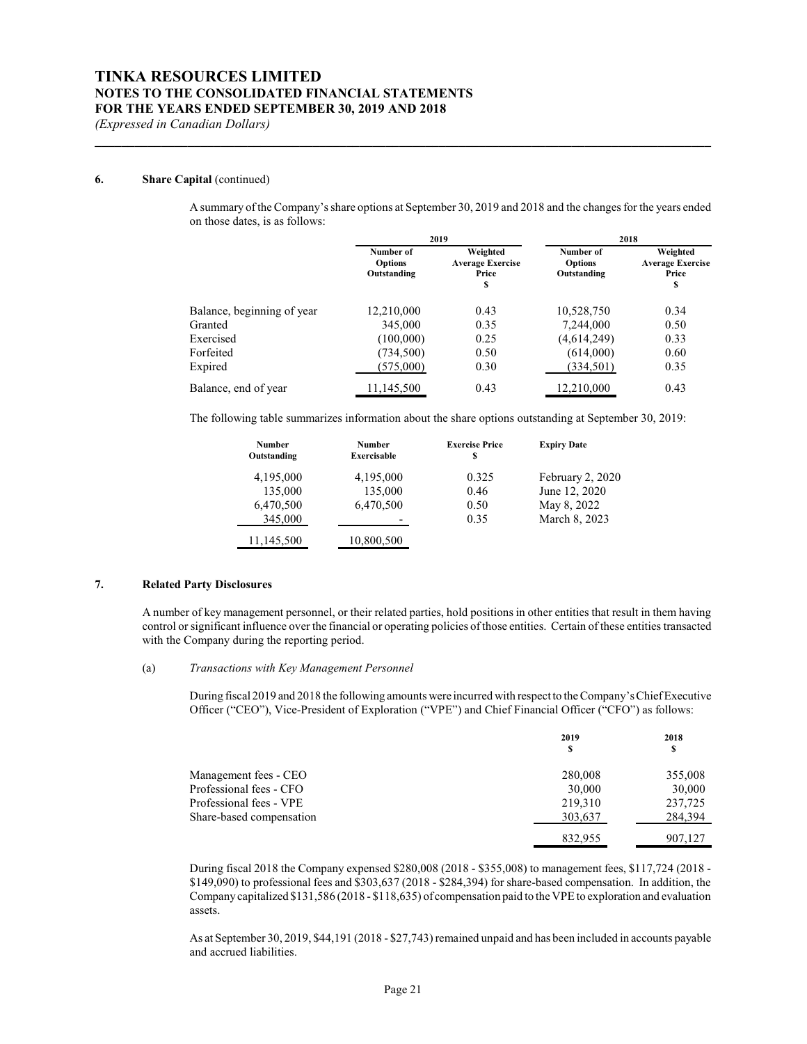# TINKA RESOURCES LIMITED
## NOTES TO THE CONSOLIDATED FINANCIAL STATEMENTS
## FOR THE YEARS ENDED SEPTEMBER 30, 2019 AND 2018
*(Expressed in Canadian Dollars)*

**6. Share Capital** (continued)

A summary of the Company's share options at September 30, 2019 and 2018 and the changes for the years ended on those dates, is as follows:

| | 2019 | | 2018 | |
|---|---|---|---|---|
| | Number of Options Outstanding | Weighted Average Exercise Price $ | Number of Options Outstanding | Weighted Average Exercise Price $ |
| Balance, beginning of year | 12,210,000 | 0.43 | 10,528,750 | 0.34 |
| Granted | 345,000 | 0.35 | 7,244,000 | 0.50 |
| Exercised | (100,000) | 0.25 | (4,614,249) | 0.33 |
| Forfeited | (734,500) | 0.50 | (614,000) | 0.60 |
| Expired | (575,000) | 0.30 | (334,501) | 0.35 |
| Balance, end of year | 11,145,500 | 0.43 | 12,210,000 | 0.43 |

The following table summarizes information about the share options outstanding at September 30, 2019:

| Number Outstanding | Number Exercisable | Exercise Price $ | Expiry Date |
|---|---|---|---|
| 4,195,000 | 4,195,000 | 0.325 | February 2, 2020 |
| 135,000 | 135,000 | 0.46 | June 12, 2020 |
| 6,470,500 | 6,470,500 | 0.50 | May 8, 2022 |
| 345,000 | - | 0.35 | March 8, 2023 |
| 11,145,500 | 10,800,500 | | |

**7. Related Party Disclosures**

A number of key management personnel, or their related parties, hold positions in other entities that result in them having control or significant influence over the financial or operating policies of those entities. Certain of these entities transacted with the Company during the reporting period.

(a) *Transactions with Key Management Personnel*

During fiscal 2019 and 2018 the following amounts were incurred with respect to the Company's Chief Executive Officer ("CEO"), Vice-President of Exploration ("VPE") and Chief Financial Officer ("CFO") as follows:

| | 2019 $ | 2018 $ |
|---|---|---|
| Management fees - CEO | 280,008 | 355,008 |
| Professional fees - CFO | 30,000 | 30,000 |
| Professional fees - VPE | 219,310 | 237,725 |
| Share-based compensation | 303,637 | 284,394 |
| | 832,955 | 907,127 |

During fiscal 2018 the Company expensed $280,008 (2018 - $355,008) to management fees, $117,724 (2018 - $149,090) to professional fees and $303,637 (2018 - $284,394) for share-based compensation. In addition, the Company capitalized $131,586 (2018 - $118,635) of compensation paid to the VPE to exploration and evaluation assets.

As at September 30, 2019, $44,191 (2018 - $27,743) remained unpaid and has been included in accounts payable and accrued liabilities.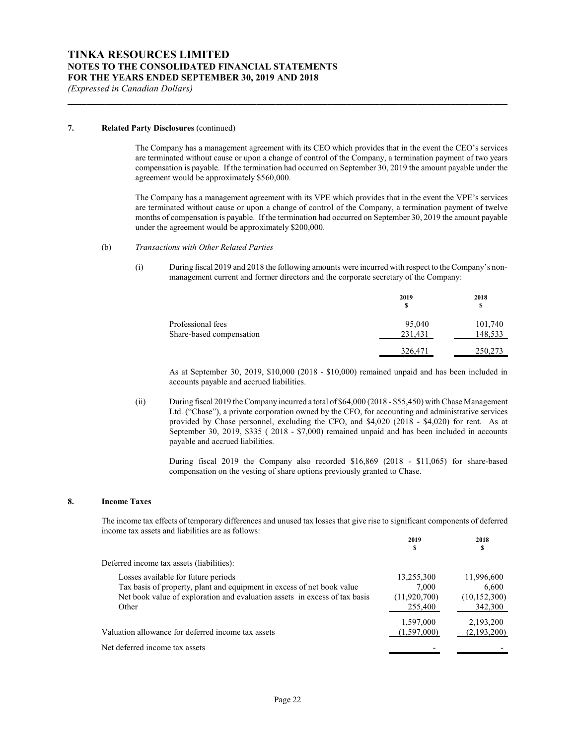# TINKA RESOURCES LIMITED
## NOTES TO THE CONSOLIDATED FINANCIAL STATEMENTS
## FOR THE YEARS ENDED SEPTEMBER 30, 2019 AND 2018
*(Expressed in Canadian Dollars)*

---

**7. Related Party Disclosures** (continued)

The Company has a management agreement with its CEO which provides that in the event the CEO's services are terminated without cause or upon a change of control of the Company, a termination payment of two years compensation is payable. If the termination had occurred on September 30, 2019 the amount payable under the agreement would be approximately $560,000.

The Company has a management agreement with its VPE which provides that in the event the VPE's services are terminated without cause or upon a change of control of the Company, a termination payment of twelve months of compensation is payable. If the termination had occurred on September 30, 2019 the amount payable under the agreement would be approximately $200,000.

(b) *Transactions with Other Related Parties*

(i) During fiscal 2019 and 2018 the following amounts were incurred with respect to the Company's non-management current and former directors and the corporate secretary of the Company:

| | 2019<br>$ | 2018<br>$ |
|---|---|---|
| Professional fees | 95,040 | 101,740 |
| Share-based compensation | 231,431 | 148,533 |
| | 326,471 | 250,273 |

As at September 30, 2019, $10,000 (2018 - $10,000) remained unpaid and has been included in accounts payable and accrued liabilities.

(ii) During fiscal 2019 the Company incurred a total of $64,000 (2018 - $55,450) with Chase Management Ltd. ("Chase"), a private corporation owned by the CFO, for accounting and administrative services provided by Chase personnel, excluding the CFO, and $4,020 (2018 - $4,020) for rent. As at September 30, 2019, $335 ( 2018 - $7,000) remained unpaid and has been included in accounts payable and accrued liabilities.

During fiscal 2019 the Company also recorded $16,869 (2018 - $11,065) for share-based compensation on the vesting of share options previously granted to Chase.

**8. Income Taxes**

The income tax effects of temporary differences and unused tax losses that give rise to significant components of deferred income tax assets and liabilities are as follows:

| | 2019<br>$ | 2018<br>$ |
|---|---|---|
| Deferred income tax assets (liabilities): | | |
| Losses available for future periods | 13,255,300 | 11,996,600 |
| Tax basis of property, plant and equipment in excess of net book value | 7,000 | 6,600 |
| Net book value of exploration and evaluation assets in excess of tax basis | (11,920,700) | (10,152,300) |
| Other | 255,400 | 342,300 |
| | 1,597,000 | 2,193,200 |
| Valuation allowance for deferred income tax assets | (1,597,000) | (2,193,200) |
| Net deferred income tax assets | - | - |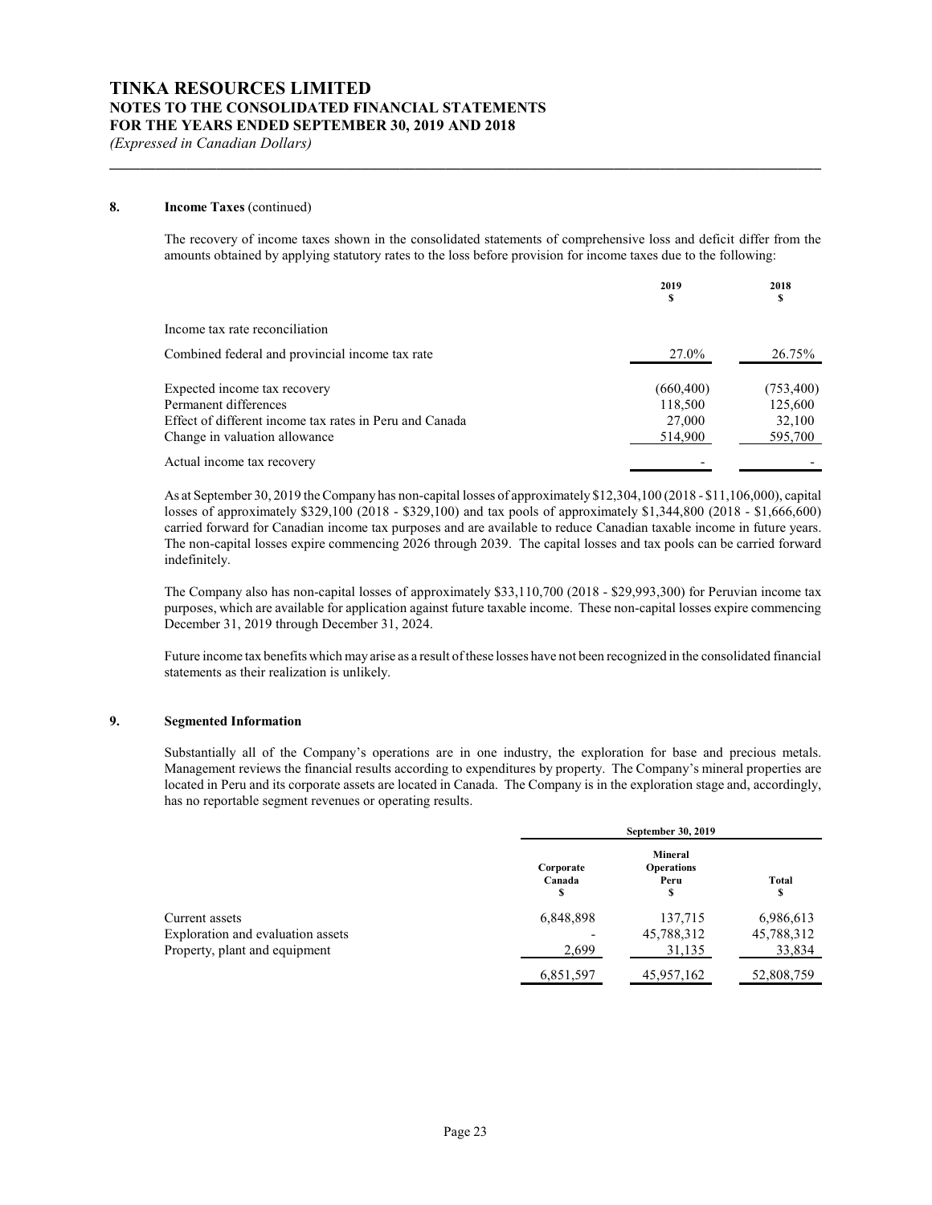# TINKA RESOURCES LIMITED
## NOTES TO THE CONSOLIDATED FINANCIAL STATEMENTS
## FOR THE YEARS ENDED SEPTEMBER 30, 2019 AND 2018
*(Expressed in Canadian Dollars)*

### 8. Income Taxes (continued)

The recovery of income taxes shown in the consolidated statements of comprehensive loss and deficit differ from the amounts obtained by applying statutory rates to the loss before provision for income taxes due to the following:

| | 2019<br>$ | 2018<br>$ |
|---|---|---|
| Income tax rate reconciliation | | |
| Combined federal and provincial income tax rate | 27.0% | 26.75% |
| Expected income tax recovery | (660,400) | (753,400) |
| Permanent differences | 118,500 | 125,600 |
| Effect of different income tax rates in Peru and Canada | 27,000 | 32,100 |
| Change in valuation allowance | 514,900 | 595,700 |
| Actual income tax recovery | - | - |

As at September 30, 2019 the Company has non-capital losses of approximately $12,304,100 (2018 - $11,106,000), capital losses of approximately $329,100 (2018 - $329,100) and tax pools of approximately $1,344,800 (2018 - $1,666,600) carried forward for Canadian income tax purposes and are available to reduce Canadian taxable income in future years. The non-capital losses expire commencing 2026 through 2039. The capital losses and tax pools can be carried forward indefinitely.

The Company also has non-capital losses of approximately $33,110,700 (2018 - $29,993,300) for Peruvian income tax purposes, which are available for application against future taxable income. These non-capital losses expire commencing December 31, 2019 through December 31, 2024.

Future income tax benefits which may arise as a result of these losses have not been recognized in the consolidated financial statements as their realization is unlikely.

### 9. Segmented Information

Substantially all of the Company's operations are in one industry, the exploration for base and precious metals. Management reviews the financial results according to expenditures by property. The Company's mineral properties are located in Peru and its corporate assets are located in Canada. The Company is in the exploration stage and, accordingly, has no reportable segment revenues or operating results.

| | September 30, 2019 | | |
|---|---|---|---|
| | Corporate<br>Canada<br>$ | Mineral<br>Operations<br>Peru<br>$ | Total<br>$ |
| Current assets | 6,848,898 | 137,715 | 6,986,613 |
| Exploration and evaluation assets | - | 45,788,312 | 45,788,312 |
| Property, plant and equipment | 2,699 | 31,135 | 33,834 |
| | 6,851,597 | 45,957,162 | 52,808,759 |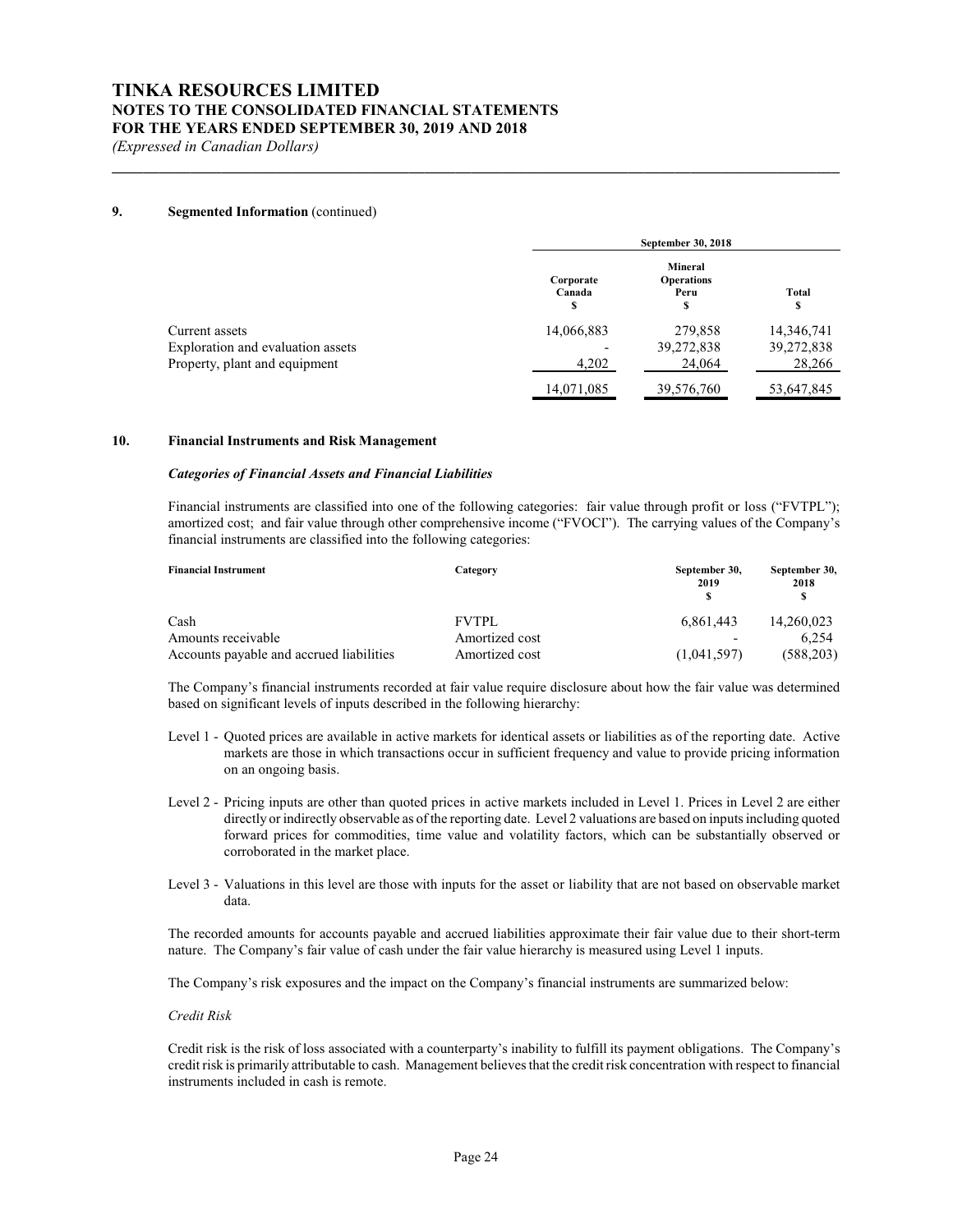## 9. Segmented Information (continued)

| | September 30, 2018 | | |
|---|---|---|---|
| | Corporate Canada $ | Mineral Operations Peru $ | Total $ |
| Current assets | 14,066,883 | 279,858 | 14,346,741 |
| Exploration and evaluation assets | - | 39,272,838 | 39,272,838 |
| Property, plant and equipment | 4,202 | 24,064 | 28,266 |
| | 14,071,085 | 39,576,760 | 53,647,845 |

## 10. Financial Instruments and Risk Management

### *Categories of Financial Assets and Financial Liabilities*

Financial instruments are classified into one of the following categories: fair value through profit or loss ("FVTPL"); amortized cost; and fair value through other comprehensive income ("FVOCI"). The carrying values of the Company's financial instruments are classified into the following categories:

| Financial Instrument | Category | September 30, 2019 $ | September 30, 2018 $ |
|---|---|---|---|
| Cash | FVTPL | 6,861,443 | 14,260,023 |
| Amounts receivable | Amortized cost | - | 6,254 |
| Accounts payable and accrued liabilities | Amortized cost | (1,041,597) | (588,203) |

The Company's financial instruments recorded at fair value require disclosure about how the fair value was determined based on significant levels of inputs described in the following hierarchy:

- Level 1 - Quoted prices are available in active markets for identical assets or liabilities as of the reporting date. Active markets are those in which transactions occur in sufficient frequency and value to provide pricing information on an ongoing basis.
- Level 2 - Pricing inputs are other than quoted prices in active markets included in Level 1. Prices in Level 2 are either directly or indirectly observable as of the reporting date. Level 2 valuations are based on inputs including quoted forward prices for commodities, time value and volatility factors, which can be substantially observed or corroborated in the market place.
- Level 3 - Valuations in this level are those with inputs for the asset or liability that are not based on observable market data.

The recorded amounts for accounts payable and accrued liabilities approximate their fair value due to their short-term nature. The Company's fair value of cash under the fair value hierarchy is measured using Level 1 inputs.

The Company's risk exposures and the impact on the Company's financial instruments are summarized below:

*Credit Risk*

Credit risk is the risk of loss associated with a counterparty's inability to fulfill its payment obligations. The Company's credit risk is primarily attributable to cash. Management believes that the credit risk concentration with respect to financial instruments included in cash is remote.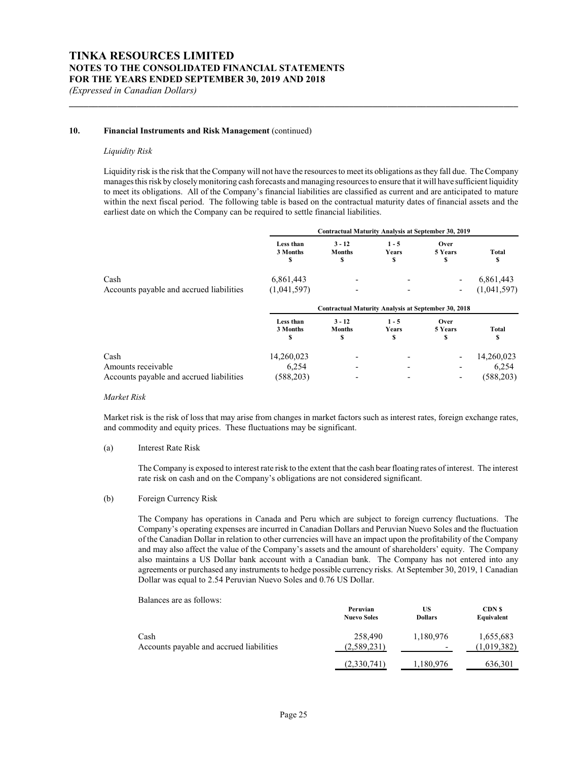## 10. Financial Instruments and Risk Management (continued)

*Liquidity Risk*

Liquidity risk is the risk that the Company will not have the resources to meet its obligations as they fall due. The Company manages this risk by closely monitoring cash forecasts and managing resources to ensure that it will have sufficient liquidity to meet its obligations. All of the Company's financial liabilities are classified as current and are anticipated to mature within the next fiscal period. The following table is based on the contractual maturity dates of financial assets and the earliest date on which the Company can be required to settle financial liabilities.

| | Contractual Maturity Analysis at September 30, 2019 | | | | |
|---|---|---|---|---|---|
| | Less than 3 Months $ | 3 - 12 Months $ | 1 - 5 Years $ | Over 5 Years $ | Total $ |
| Cash | 6,861,443 | - | - | - | 6,861,443 |
| Accounts payable and accrued liabilities | (1,041,597) | - | - | - | (1,041,597) |

| | Contractual Maturity Analysis at September 30, 2018 | | | | |
|---|---|---|---|---|---|
| | Less than 3 Months $ | 3 - 12 Months $ | 1 - 5 Years $ | Over 5 Years $ | Total $ |
| Cash | 14,260,023 | - | - | - | 14,260,023 |
| Amounts receivable | 6,254 | - | - | - | 6,254 |
| Accounts payable and accrued liabilities | (588,203) | - | - | - | (588,203) |

*Market Risk*

Market risk is the risk of loss that may arise from changes in market factors such as interest rates, foreign exchange rates, and commodity and equity prices. These fluctuations may be significant.

(a) Interest Rate Risk

The Company is exposed to interest rate risk to the extent that the cash bear floating rates of interest. The interest rate risk on cash and on the Company's obligations are not considered significant.

(b) Foreign Currency Risk

The Company has operations in Canada and Peru which are subject to foreign currency fluctuations. The Company's operating expenses are incurred in Canadian Dollars and Peruvian Nuevo Soles and the fluctuation of the Canadian Dollar in relation to other currencies will have an impact upon the profitability of the Company and may also affect the value of the Company's assets and the amount of shareholders' equity. The Company also maintains a US Dollar bank account with a Canadian bank. The Company has not entered into any agreements or purchased any instruments to hedge possible currency risks. At September 30, 2019, 1 Canadian Dollar was equal to 2.54 Peruvian Nuevo Soles and 0.76 US Dollar.

Balances are as follows:

| | Peruvian Nuevo Soles | US Dollars | CDN $ Equivalent |
|---|---|---|---|
| Cash | 258,490 | 1,180,976 | 1,655,683 |
| Accounts payable and accrued liabilities | (2,589,231) | - | (1,019,382) |
| | (2,330,741) | 1,180,976 | 636,301 |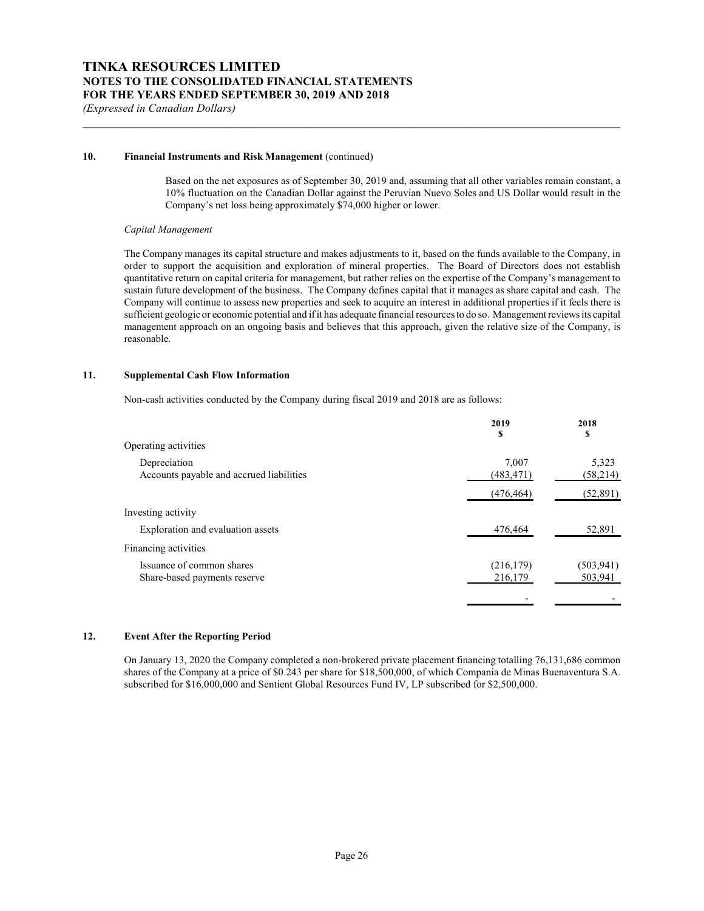# TINKA RESOURCES LIMITED
## NOTES TO THE CONSOLIDATED FINANCIAL STATEMENTS
## FOR THE YEARS ENDED SEPTEMBER 30, 2019 AND 2018
*(Expressed in Canadian Dollars)*

### 10. Financial Instruments and Risk Management (continued)

Based on the net exposures as of September 30, 2019 and, assuming that all other variables remain constant, a 10% fluctuation on the Canadian Dollar against the Peruvian Nuevo Soles and US Dollar would result in the Company's net loss being approximately $74,000 higher or lower.

*Capital Management*

The Company manages its capital structure and makes adjustments to it, based on the funds available to the Company, in order to support the acquisition and exploration of mineral properties. The Board of Directors does not establish quantitative return on capital criteria for management, but rather relies on the expertise of the Company's management to sustain future development of the business. The Company defines capital that it manages as share capital and cash. The Company will continue to assess new properties and seek to acquire an interest in additional properties if it feels there is sufficient geologic or economic potential and if it has adequate financial resources to do so. Management reviews its capital management approach on an ongoing basis and believes that this approach, given the relative size of the Company, is reasonable.

### 11. Supplemental Cash Flow Information

Non-cash activities conducted by the Company during fiscal 2019 and 2018 are as follows:

| | 2019<br>$ | 2018<br>$ |
|---|---|---|
| Operating activities | | |
| Depreciation | 7,007 | 5,323 |
| Accounts payable and accrued liabilities | (483,471) | (58,214) |
| | (476,464) | (52,891) |
| Investing activity | | |
| Exploration and evaluation assets | 476,464 | 52,891 |
| Financing activities | | |
| Issuance of common shares | (216,179) | (503,941) |
| Share-based payments reserve | 216,179 | 503,941 |
| | - | - |

### 12. Event After the Reporting Period

On January 13, 2020 the Company completed a non-brokered private placement financing totalling 76,131,686 common shares of the Company at a price of $0.243 per share for $18,500,000, of which Compania de Minas Buenaventura S.A. subscribed for $16,000,000 and Sentient Global Resources Fund IV, LP subscribed for $2,500,000.